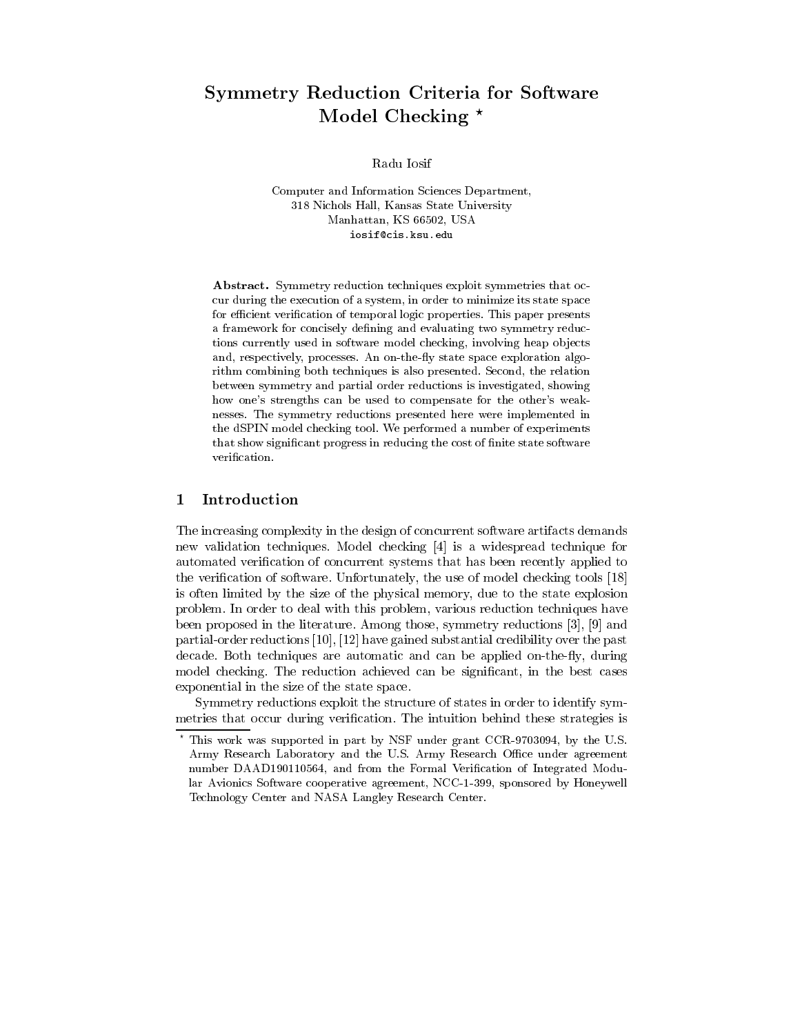# Symmetry Reduction Criteria for Software Model Checking *

Radu Iosif

Computer and Information Sciences Department,
318 Nichols Hall, Kansas State University
Manhattan, KS 66502, USA
iosif@cis.ksu.edu

**Abstract.** Symmetry reduction techniques exploit symmetries that occur during the execution of a system, in order to minimize its state space for efficient verification of temporal logic properties. This paper presents a framework for concisely defining and evaluating two symmetry reductions currently used in software model checking, involving heap objects and, respectively, processes. An on-the-fly state space exploration algorithm combining both techniques is also presented. Second, the relation between symmetry and partial order reductions is investigated, showing how one's strengths can be used to compensate for the other's weaknesses. The symmetry reductions presented here were implemented in the dSPIN model checking tool. We performed a number of experiments that show significant progress in reducing the cost of finite state software verification.

## 1 Introduction

The increasing complexity in the design of concurrent software artifacts demands new validation techniques. Model checking [4] is a widespread technique for automated verification of concurrent systems that has been recently applied to the verification of software. Unfortunately, the use of model checking tools [18] is often limited by the size of the physical memory, due to the state explosion problem. In order to deal with this problem, various reduction techniques have been proposed in the literature. Among those, symmetry reductions [3], [9] and partial-order reductions [10], [12] have gained substantial credibility over the past decade. Both techniques are automatic and can be applied on-the-fly, during model checking. The reduction achieved can be significant, in the best cases exponential in the size of the state space.

Symmetry reductions exploit the structure of states in order to identify symmetries that occur during verification. The intuition behind these strategies is

* This work was supported in part by NSF under grant CCR-9703094, by the U.S. Army Research Laboratory and the U.S. Army Research Office under agreement number DAAD190110564, and from the Formal Verification of Integrated Modular Avionics Software cooperative agreement, NCC-1-399, sponsored by Honeywell Technology Center and NASA Langley Research Center.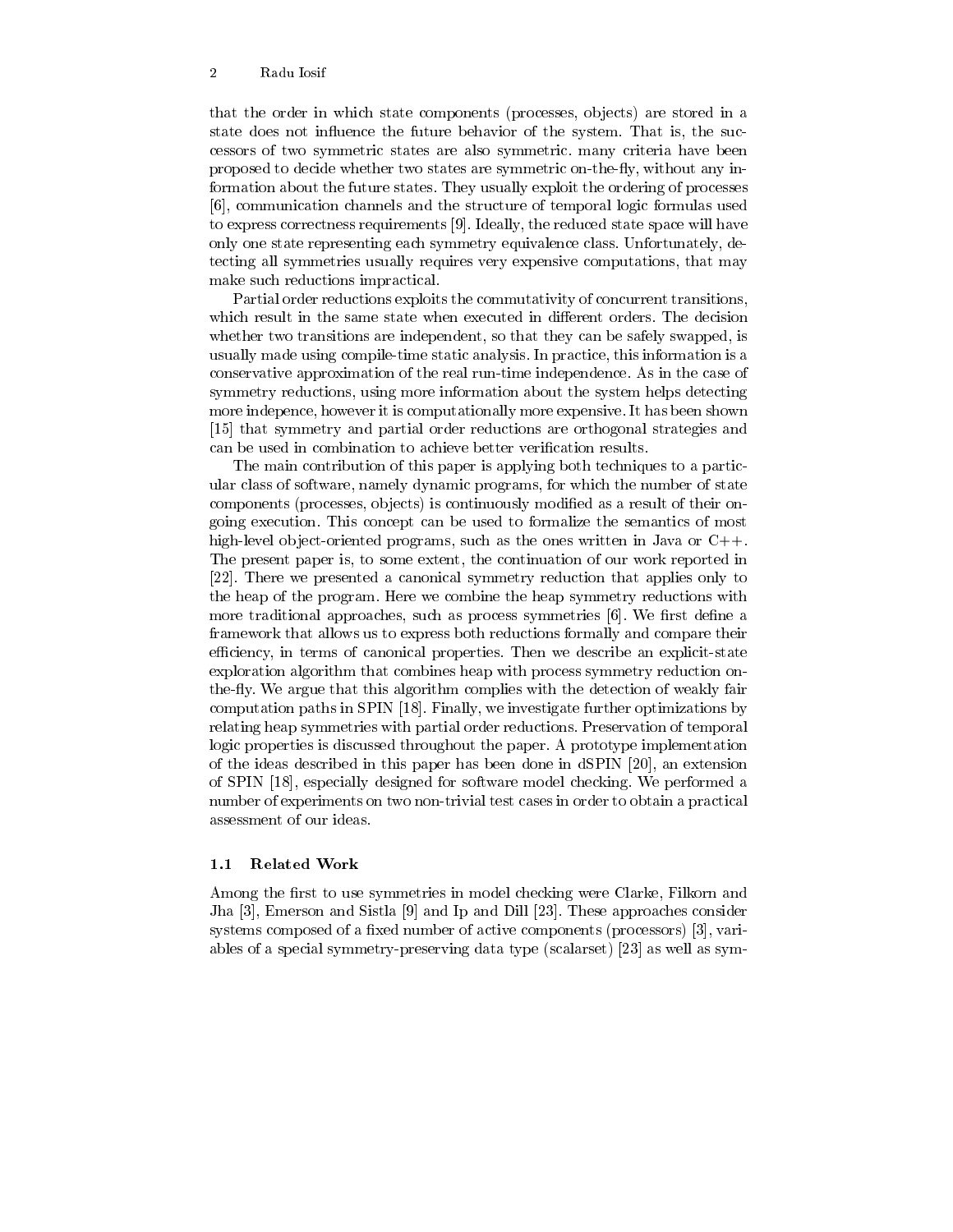that the order in which state components (processes, objects) are stored in a state does not influence the future behavior of the system. That is, the successors of two symmetric states are also symmetric. many criteria have been proposed to decide whether two states are symmetric on-the-fly, without any information about the future states. They usually exploit the ordering of processes [6], communication channels and the structure of temporal logic formulas used to express correctness requirements [9]. Ideally, the reduced state space will have only one state representing each symmetry equivalence class. Unfortunately, detecting all symmetries usually requires very expensive computations, that may make such reductions impractical.

Partial order reductions exploits the commutativity of concurrent transitions, which result in the same state when executed in different orders. The decision whether two transitions are independent, so that they can be safely swapped, is usually made using compile-time static analysis. In practice, this information is a conservative approximation of the real run-time independence. As in the case of symmetry reductions, using more information about the system helps detecting more indepence, however it is computationally more expensive. It has been shown [15] that symmetry and partial order reductions are orthogonal strategies and can be used in combination to achieve better verification results.

The main contribution of this paper is applying both techniques to a particular class of software, namely dynamic programs, for which the number of state components (processes, objects) is continuously modified as a result of their ongoing execution. This concept can be used to formalize the semantics of most high-level object-oriented programs, such as the ones written in Java or C++. The present paper is, to some extent, the continuation of our work reported in [22]. There we presented a canonical symmetry reduction that applies only to the heap of the program. Here we combine the heap symmetry reductions with more traditional approaches, such as process symmetries [6]. We first define a framework that allows us to express both reductions formally and compare their efficiency, in terms of canonical properties. Then we describe an explicit-state exploration algorithm that combines heap with process symmetry reduction on-the-fly. We argue that this algorithm complies with the detection of weakly fair computation paths in SPIN [18]. Finally, we investigate further optimizations by relating heap symmetries with partial order reductions. Preservation of temporal logic properties is discussed throughout the paper. A prototype implementation of the ideas described in this paper has been done in dSPIN [20], an extension of SPIN [18], especially designed for software model checking. We performed a number of experiments on two non-trivial test cases in order to obtain a practical assessment of our ideas.

### 1.1 Related Work

Among the first to use symmetries in model checking were Clarke, Filkorn and Jha [3], Emerson and Sistla [9] and Ip and Dill [23]. These approaches consider systems composed of a fixed number of active components (processors) [3], variables of a special symmetry-preserving data type (scalarset) [23] as well as sym-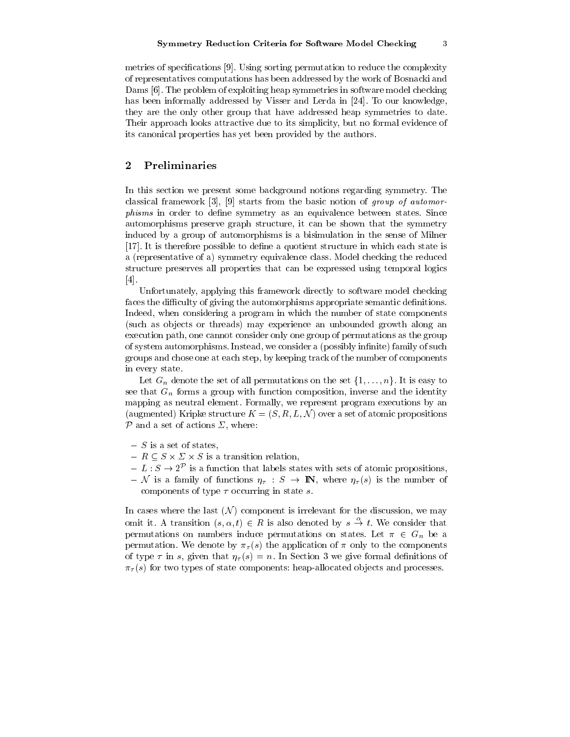metries of specifications [9]. Using sorting permutation to reduce the complexity of representatives computations has been addressed by the work of Bosnacki and Dams [6]. The problem of exploiting heap symmetries in software model checking has been informally addressed by Visser and Lerda in [24]. To our knowledge, they are the only other group that have addressed heap symmetries to date. Their approach looks attractive due to its simplicity, but no formal evidence of its canonical properties has yet been provided by the authors.

## 2 Preliminaries

In this section we present some background notions regarding symmetry. The classical framework [3], [9] starts from the basic notion of *group of automorphisms* in order to define symmetry as an equivalence between states. Since automorphisms preserve graph structure, it can be shown that the symmetry induced by a group of automorphisms is a bisimulation in the sense of Milner [17]. It is therefore possible to define a quotient structure in which each state is a (representative of a) symmetry equivalence class. Model checking the reduced structure preserves all properties that can be expressed using temporal logics [4].

Unfortunately, applying this framework directly to software model checking faces the difficulty of giving the automorphisms appropriate semantic definitions. Indeed, when considering a program in which the number of state components (such as objects or threads) may experience an unbounded growth along an execution path, one cannot consider only one group of permutations as the group of system automorphisms. Instead, we consider a (possibly infinite) family of such groups and chose one at each step, by keeping track of the number of components in every state.

Let $G_n$ denote the set of all permutations on the set $\{1, \ldots, n\}$. It is easy to see that $G_n$ forms a group with function composition, inverse and the identity mapping as neutral element. Formally, we represent program executions by an (augmented) Kripke structure $K = (S, R, L, \mathcal{N})$ over a set of atomic propositions $\mathcal{P}$ and a set of actions $\Sigma$, where:

- $S$ is a set of states,
- $R \subseteq S \times \Sigma \times S$ is a transition relation,
- $L : S \rightarrow 2^{\mathcal{P}}$ is a function that labels states with sets of atomic propositions,
- $\mathcal{N}$ is a family of functions $\eta_\tau : S \rightarrow \mathbb{N}$, where $\eta_\tau(s)$ is the number of components of type $\tau$ occurring in state $s$.

In cases where the last ($\mathcal{N}$) component is irrelevant for the discussion, we may omit it. A transition $(s, \alpha, t) \in R$ is also denoted by $s \stackrel{\alpha}{\rightarrow} t$. We consider that permutations on numbers induce permutations on states. Let $\pi \in G_n$ be a permutation. We denote by $\pi_\tau(s)$ the application of $\pi$ only to the components of type $\tau$ in $s$, given that $\eta_\tau(s) = n$. In Section 3 we give formal definitions of $\pi_\tau(s)$ for two types of state components: heap-allocated objects and processes.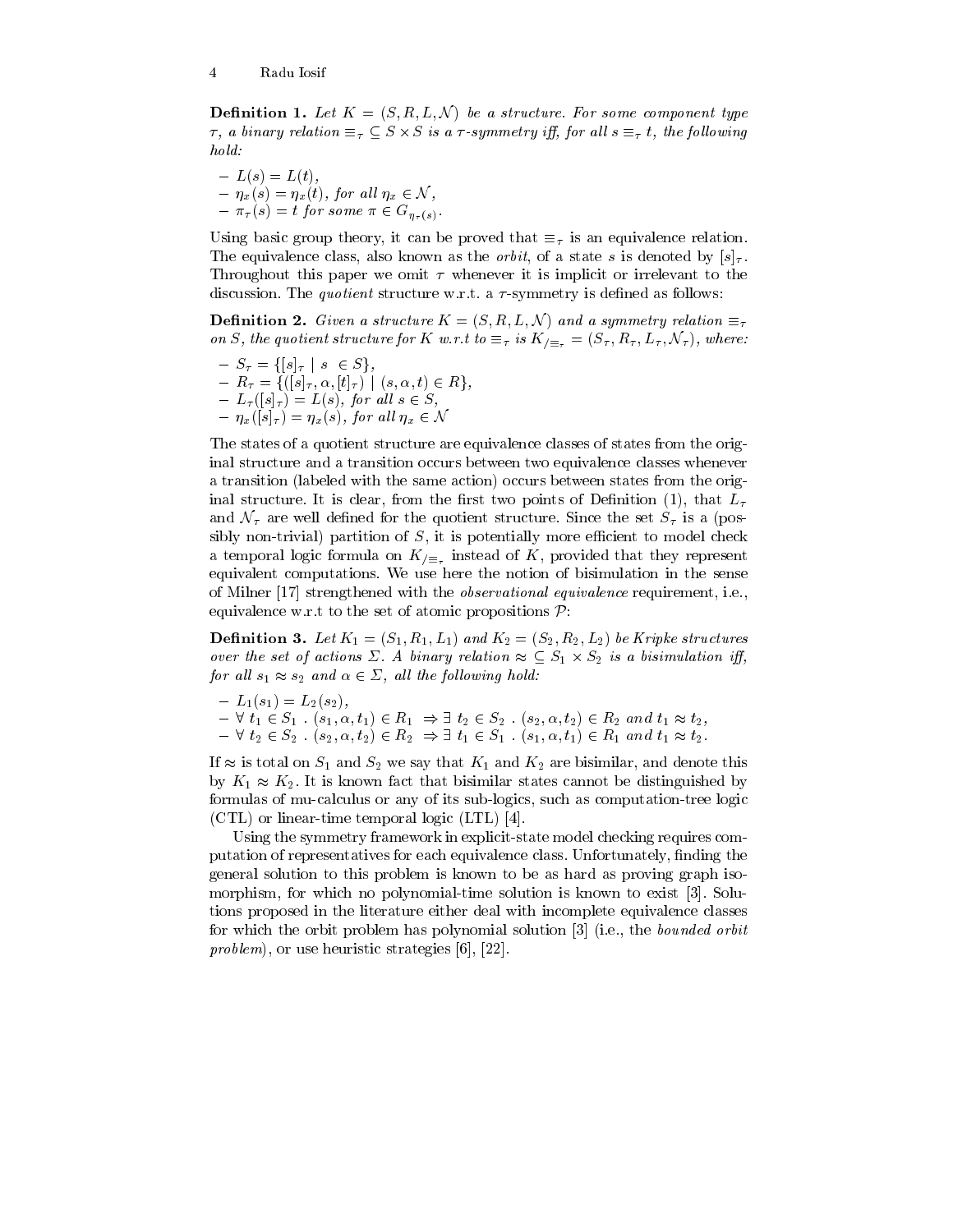**Definition 1.** *Let $K = (S, R, L, \mathcal{N})$ be a structure. For some component type $\tau$, a binary relation $\equiv_\tau \subseteq S \times S$ is a $\tau$-symmetry iff, for all $s \equiv_\tau t$, the following hold:*

- $L(s) = L(t)$,
- $\eta_x(s) = \eta_x(t)$, *for all* $\eta_x \in \mathcal{N}$,
- $\pi_\tau(s) = t$ *for some* $\pi \in G_{\eta_\tau(s)}$.

Using basic group theory, it can be proved that $\equiv_\tau$ is an equivalence relation. The equivalence class, also known as the *orbit*, of a state $s$ is denoted by $[s]_\tau$. Throughout this paper we omit $\tau$ whenever it is implicit or irrelevant to the discussion. The *quotient* structure w.r.t. a $\tau$-symmetry is defined as follows:

**Definition 2.** *Given a structure $K = (S, R, L, \mathcal{N})$ and a symmetry relation $\equiv_\tau$ on $S$, the quotient structure for $K$ w.r.t to $\equiv_\tau$ is $K_{/\equiv_\tau} = (S_\tau, R_\tau, L_\tau, \mathcal{N}_\tau)$, where:*

- $S_\tau = \{[s]_\tau \mid s \in S\}$,
- $R_\tau = \{([s]_\tau, \alpha, [t]_\tau) \mid (s, \alpha, t) \in R\}$,
- $L_\tau([s]_\tau) = L(s)$, *for all* $s \in S$,
- $\eta_x([s]_\tau) = \eta_x(s)$, *for all* $\eta_x \in \mathcal{N}$

The states of a quotient structure are equivalence classes of states from the original structure and a transition occurs between two equivalence classes whenever a transition (labeled with the same action) occurs between states from the original structure. It is clear, from the first two points of Definition (1), that $L_\tau$ and $\mathcal{N}_\tau$ are well defined for the quotient structure. Since the set $S_\tau$ is a (possibly non-trivial) partition of $S$, it is potentially more efficient to model check a temporal logic formula on $K_{/\equiv_\tau}$ instead of $K$, provided that they represent equivalent computations. We use here the notion of bisimulation in the sense of Milner [17] strengthened with the *observational equivalence* requirement, i.e., equivalence w.r.t to the set of atomic propositions $\mathcal{P}$:

**Definition 3.** *Let $K_1 = (S_1, R_1, L_1)$ and $K_2 = (S_2, R_2, L_2)$ be Kripke structures over the set of actions $\Sigma$. A binary relation $\approx \subseteq S_1 \times S_2$ is a bisimulation iff, for all $s_1 \approx s_2$ and $\alpha \in \Sigma$, all the following hold:*

- $L_1(s_1) = L_2(s_2)$,
- $\forall\, t_1 \in S_1 \,.\, (s_1, \alpha, t_1) \in R_1 \Rightarrow \exists\, t_2 \in S_2 \,.\, (s_2, \alpha, t_2) \in R_2$ *and* $t_1 \approx t_2$,
- $\forall\, t_2 \in S_2 \,.\, (s_2, \alpha, t_2) \in R_2 \Rightarrow \exists\, t_1 \in S_1 \,.\, (s_1, \alpha, t_1) \in R_1$ *and* $t_1 \approx t_2$.

If $\approx$ is total on $S_1$ and $S_2$ we say that $K_1$ and $K_2$ are bisimilar, and denote this by $K_1 \approx K_2$. It is known fact that bisimilar states cannot be distinguished by formulas of mu-calculus or any of its sub-logics, such as computation-tree logic (CTL) or linear-time temporal logic (LTL) [4].

Using the symmetry framework in explicit-state model checking requires computation of representatives for each equivalence class. Unfortunately, finding the general solution to this problem is known to be as hard as proving graph isomorphism, for which no polynomial-time solution is known to exist [3]. Solutions proposed in the literature either deal with incomplete equivalence classes for which the orbit problem has polynomial solution [3] (i.e., the *bounded orbit problem*), or use heuristic strategies [6], [22].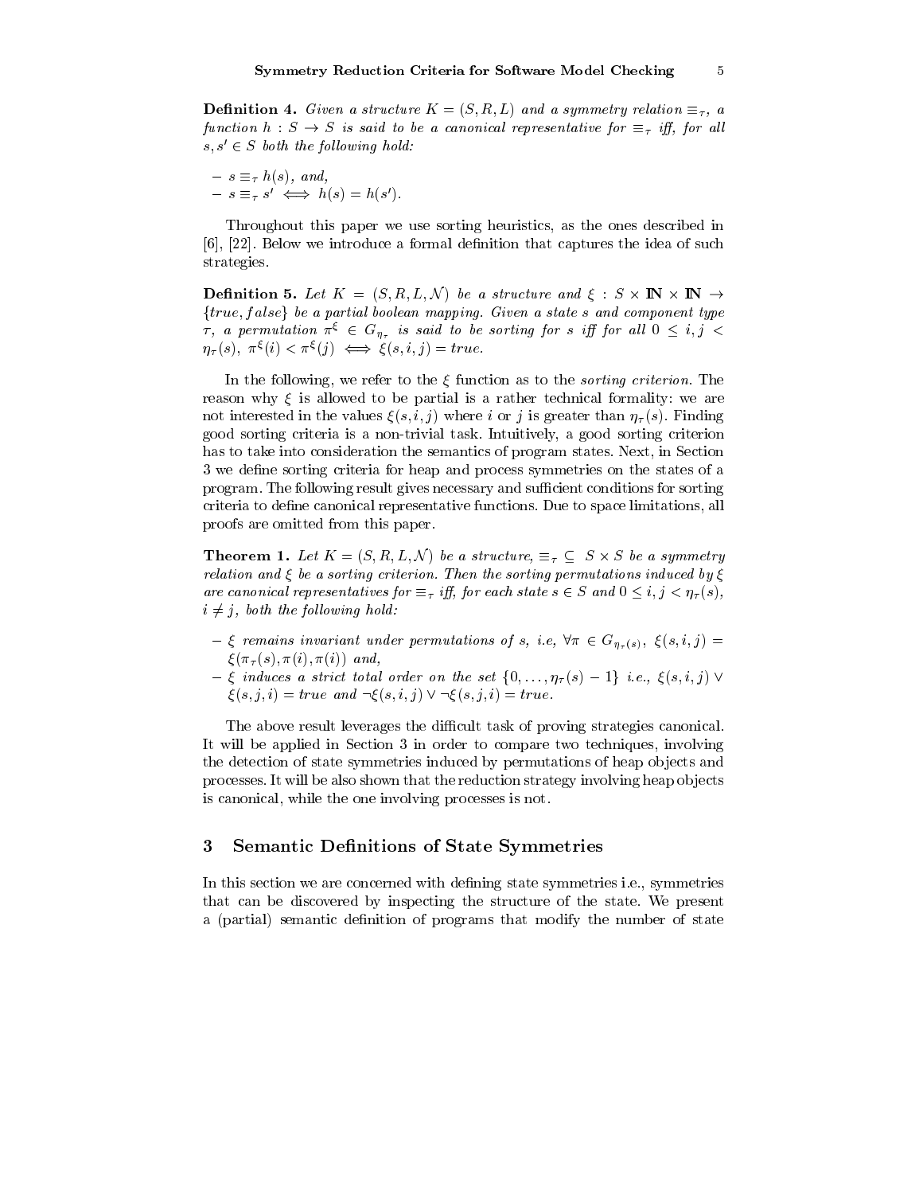**Definition 4.** *Given a structure $K = (S, R, L)$ and a symmetry relation $\equiv_\tau$, a function $h : S \to S$ is said to be a canonical representative for $\equiv_\tau$ iff, for all $s, s' \in S$ both the following hold:*

- *$s \equiv_\tau h(s)$, and,*
- *$s \equiv_\tau s' \iff h(s) = h(s')$.*

Throughout this paper we use sorting heuristics, as the ones described in [6], [22]. Below we introduce a formal definition that captures the idea of such strategies.

**Definition 5.** *Let $K = (S, R, L, \mathcal{N})$ be a structure and $\xi : S \times \mathbb{N} \times \mathbb{N} \to \{true, false\}$ be a partial boolean mapping. Given a state $s$ and component type $\tau$, a permutation $\pi^\xi \in G_{\eta_\tau}$ is said to be sorting for $s$ iff for all $0 \leq i, j < \eta_\tau(s)$, $\pi^\xi(i) < \pi^\xi(j) \iff \xi(s, i, j) = true$.*

In the following, we refer to the $\xi$ function as to the *sorting criterion*. The reason why $\xi$ is allowed to be partial is a rather technical formality: we are not interested in the values $\xi(s, i, j)$ where $i$ or $j$ is greater than $\eta_\tau(s)$. Finding good sorting criteria is a non-trivial task. Intuitively, a good sorting criterion has to take into consideration the semantics of program states. Next, in Section 3 we define sorting criteria for heap and process symmetries on the states of a program. The following result gives necessary and sufficient conditions for sorting criteria to define canonical representative functions. Due to space limitations, all proofs are omitted from this paper.

**Theorem 1.** *Let $K = (S, R, L, \mathcal{N})$ be a structure, $\equiv_\tau \subseteq S \times S$ be a symmetry relation and $\xi$ be a sorting criterion. Then the sorting permutations induced by $\xi$ are canonical representatives for $\equiv_\tau$ iff, for each state $s \in S$ and $0 \leq i, j < \eta_\tau(s)$, $i \neq j$, both the following hold:*

- *$\xi$ remains invariant under permutations of $s$, i.e, $\forall \pi \in G_{\eta_\tau(s)}$, $\xi(s, i, j) = \xi(\pi_\tau(s), \pi(i), \pi(i))$ and,*
- *$\xi$ induces a strict total order on the set $\{0, \ldots, \eta_\tau(s) - 1\}$ i.e., $\xi(s, i, j) \vee \xi(s, j, i) = true$ and $\neg\xi(s, i, j) \vee \neg\xi(s, j, i) = true$.*

The above result leverages the difficult task of proving strategies canonical. It will be applied in Section 3 in order to compare two techniques, involving the detection of state symmetries induced by permutations of heap objects and processes. It will be also shown that the reduction strategy involving heap objects is canonical, while the one involving processes is not.

## 3 Semantic Definitions of State Symmetries

In this section we are concerned with defining state symmetries i.e., symmetries that can be discovered by inspecting the structure of the state. We present a (partial) semantic definition of programs that modify the number of state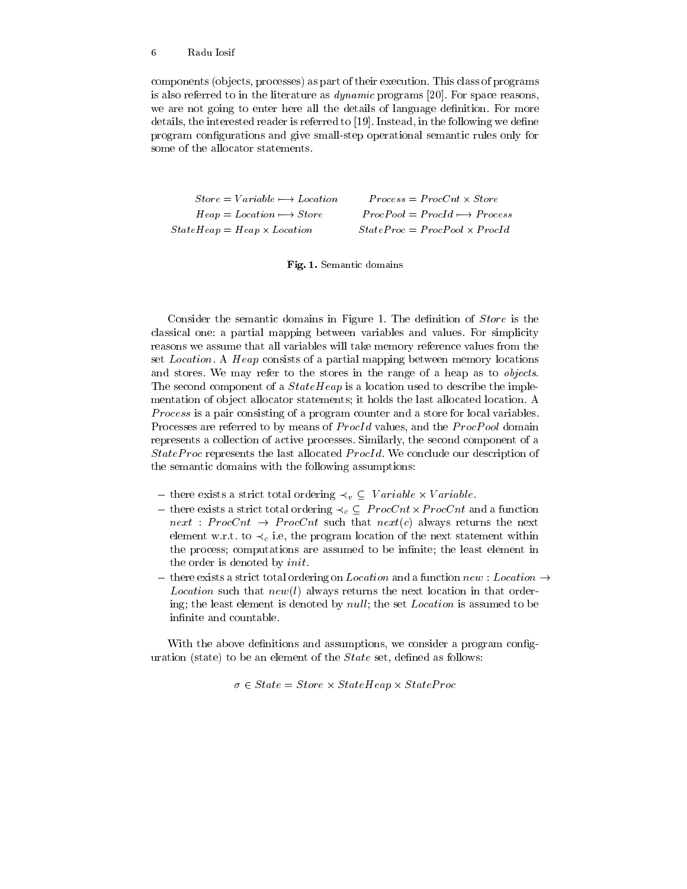components (objects, processes) as part of their execution. This class of programs is also referred to in the literature as *dynamic* programs [20]. For space reasons, we are not going to enter here all the details of language definition. For more details, the interested reader is referred to [19]. Instead, in the following we define program configurations and give small-step operational semantic rules only for some of the allocator statements.

$$
\begin{array}{rlrl}
Store &= Variable \longmapsto Location & Process &= ProcCnt \times Store \\
Heap &= Location \longmapsto Store & ProcPool &= ProcId \longmapsto Process \\
StateHeap &= Heap \times Location & StateProc &= ProcPool \times ProcId
\end{array}
$$

**Fig. 1.** Semantic domains

Consider the semantic domains in Figure 1. The definition of *Store* is the classical one: a partial mapping between variables and values. For simplicity reasons we assume that all variables will take memory reference values from the set *Location*. A *Heap* consists of a partial mapping between memory locations and stores. We may refer to the stores in the range of a heap as to *objects*. The second component of a *StateHeap* is a location used to describe the implementation of object allocator statements; it holds the last allocated location. A *Process* is a pair consisting of a program counter and a store for local variables. Processes are referred to by means of *ProcId* values, and the *ProcPool* domain represents a collection of active processes. Similarly, the second component of a *StateProc* represents the last allocated *ProcId*. We conclude our description of the semantic domains with the following assumptions:

- there exists a strict total ordering $\prec_v \subseteq Variable \times Variable$.
- there exists a strict total ordering $\prec_c \subseteq ProcCnt \times ProcCnt$ and a function $next : ProcCnt \rightarrow ProcCnt$ such that $next(c)$ always returns the next element w.r.t. to $\prec_c$ i.e, the program location of the next statement within the process; computations are assumed to be infinite; the least element in the order is denoted by *init*.
- there exists a strict total ordering on *Location* and a function $new : Location \rightarrow Location$ such that $new(l)$ always returns the next location in that ordering; the least element is denoted by *null*; the set *Location* is assumed to be infinite and countable.

With the above definitions and assumptions, we consider a program configuration (state) to be an element of the *State* set, defined as follows:

$$\sigma \in State = Store \times StateHeap \times StateProc$$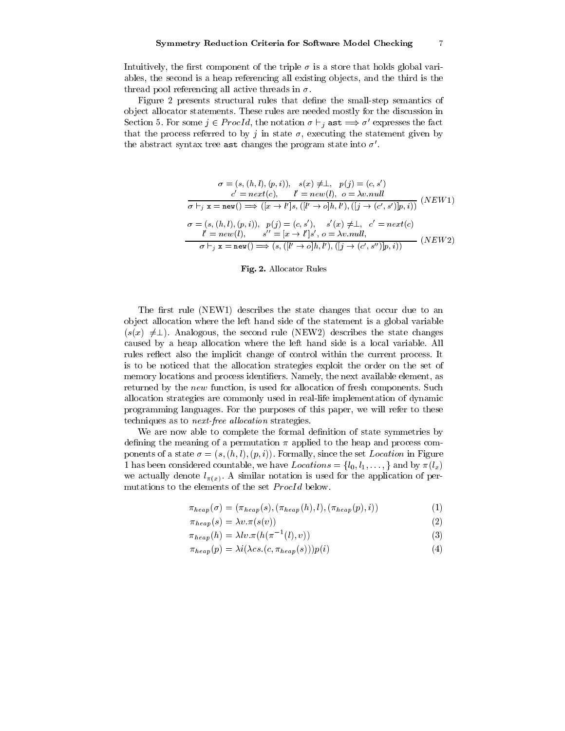Intuitively, the first component of the triple $\sigma$ is a store that holds global variables, the second is a heap referencing all existing objects, and the third is the thread pool referencing all active threads in $\sigma$.

Figure 2 presents structural rules that define the small-step semantics of object allocator statements. These rules are needed mostly for the discussion in Section 5. For some $j \in ProcId$, the notation $\sigma \vdash_j \texttt{ast} \Longrightarrow \sigma'$ expresses the fact that the process referred to by $j$ in state $\sigma$, executing the statement given by the abstract syntax tree `ast` changes the program state into $\sigma'$.

$$\frac{\begin{array}{c}\sigma = (s, (h, l), (p, i)), \quad s(x) \neq \perp, \quad p(j) = (c, s') \\ c' = next(c), \qquad l' = new(l), \;\; o = \lambda v.null\end{array}}{\sigma \vdash_j \texttt{x = new()} \Longrightarrow ([x \rightarrow l']s, ([l' \rightarrow o]h, l'), ([j \rightarrow (c', s')]p, i))} \; (NEW1)$$

$$\frac{\begin{array}{c}\sigma = (s, (h, l), (p, i)), \quad p(j) = (c, s'), \quad s'(x) \neq \perp, \quad c' = next(c) \\ l' = new(l), \qquad s'' = [x \rightarrow l']s', \; o = \lambda v.null,\end{array}}{\sigma \vdash_j \texttt{x = new()} \Longrightarrow (s, ([l' \rightarrow o]h, l'), ([j \rightarrow (c', s'')]p, i))} \; (NEW2)$$

**Fig. 2.** Allocator Rules

The first rule (NEW1) describes the state changes that occur due to an object allocation where the left hand side of the statement is a global variable ($s(x) \neq \perp$). Analogous, the second rule (NEW2) describes the state changes caused by a heap allocation where the left hand side is a local variable. All rules reflect also the implicit change of control within the current process. It is to be noticed that the allocation strategies exploit the order on the set of memory locations and process identifiers. Namely, the next available element, as returned by the *new* function, is used for allocation of fresh components. Such allocation strategies are commonly used in real-life implementation of dynamic programming languages. For the purposes of this paper, we will refer to these techniques as to *next-free allocation* strategies.

We are now able to complete the formal definition of state symmetries by defining the meaning of a permutation $\pi$ applied to the heap and process components of a state $\sigma = (s, (h, l), (p, i))$. Formally, since the set *Location* in Figure 1 has been considered countable, we have $Locations = \{l_0, l_1, \ldots, \}$ and by $\pi(l_x)$ we actually denote $l_{\pi(x)}$. A similar notation is used for the application of permutations to the elements of the set *ProcId* below.

$$\pi_{heap}(\sigma) = (\pi_{heap}(s), (\pi_{heap}(h), l), (\pi_{heap}(p), i)) \tag{1}$$

$$\pi_{heap}(s) = \lambda v.\pi(s(v)) \tag{2}$$

$$\pi_{heap}(h) = \lambda lv.\pi(h(\pi^{-1}(l), v)) \tag{3}$$

$$\pi_{heap}(p) = \lambda i(\lambda cs.(c, \pi_{heap}(s)))p(i) \tag{4}$$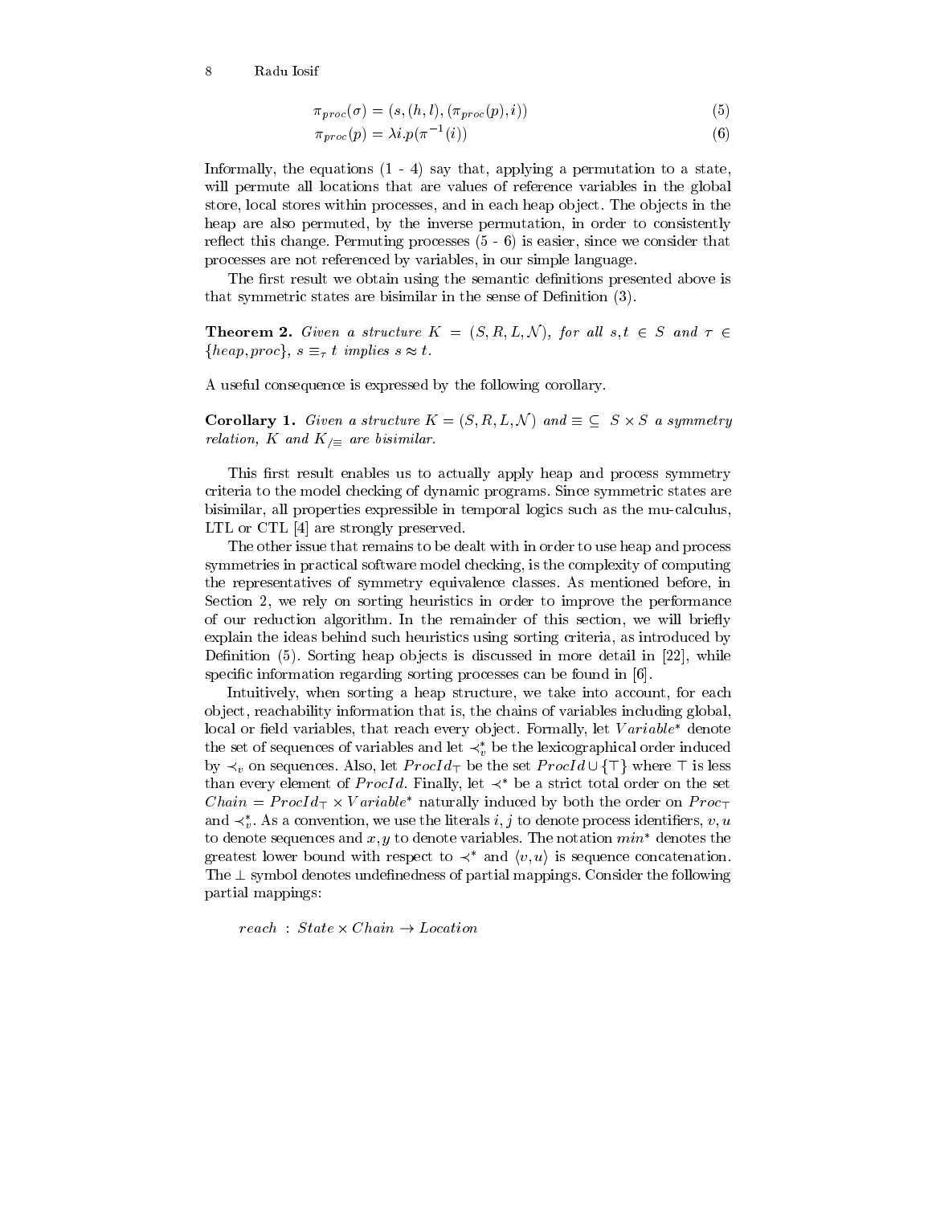$$\pi_{proc}(\sigma) = (s, (h, l), (\pi_{proc}(p), i)) \tag{5}$$

$$\pi_{proc}(p) = \lambda i . p(\pi^{-1}(i)) \tag{6}$$

Informally, the equations (1 - 4) say that, applying a permutation to a state, will permute all locations that are values of reference variables in the global store, local stores within processes, and in each heap object. The objects in the heap are also permuted, by the inverse permutation, in order to consistently reflect this change. Permuting processes (5 - 6) is easier, since we consider that processes are not referenced by variables, in our simple language.

The first result we obtain using the semantic definitions presented above is that symmetric states are bisimilar in the sense of Definition (3).

**Theorem 2.** *Given a structure $K = (S, R, L, \mathcal{N})$, for all $s, t \in S$ and $\tau \in \{heap, proc\}$, $s \equiv_\tau t$ implies $s \approx t$.*

A useful consequence is expressed by the following corollary.

**Corollary 1.** *Given a structure $K = (S, R, L, \mathcal{N})$ and $\equiv \subseteq S \times S$ a symmetry relation, $K$ and $K_{/\equiv}$ are bisimilar.*

This first result enables us to actually apply heap and process symmetry criteria to the model checking of dynamic programs. Since symmetric states are bisimilar, all properties expressible in temporal logics such as the mu-calculus, LTL or CTL [4] are strongly preserved.

The other issue that remains to be dealt with in order to use heap and process symmetries in practical software model checking, is the complexity of computing the representatives of symmetry equivalence classes. As mentioned before, in Section 2, we rely on sorting heuristics in order to improve the performance of our reduction algorithm. In the remainder of this section, we will briefly explain the ideas behind such heuristics using sorting criteria, as introduced by Definition (5). Sorting heap objects is discussed in more detail in [22], while specific information regarding sorting processes can be found in [6].

Intuitively, when sorting a heap structure, we take into account, for each object, reachability information that is, the chains of variables including global, local or field variables, that reach every object. Formally, let $Variable^*$ denote the set of sequences of variables and let $\prec_v^*$ be the lexicographical order induced by $\prec_v$ on sequences. Also, let $ProcId_\top$ be the set $ProcId \cup \{\top\}$ where $\top$ is less than every element of $ProcId$. Finally, let $\prec^*$ be a strict total order on the set $Chain = ProcId_\top \times Variable^*$ naturally induced by both the order on $Proc_\top$ and $\prec_v^*$. As a convention, we use the literals $i, j$ to denote process identifiers, $v, u$ to denote sequences and $x, y$ to denote variables. The notation $min^*$ denotes the greatest lower bound with respect to $\prec^*$ and $\langle v, u \rangle$ is sequence concatenation. The $\perp$ symbol denotes undefinedness of partial mappings. Consider the following partial mappings:

$$reach \; : \; State \times Chain \rightarrow Location$$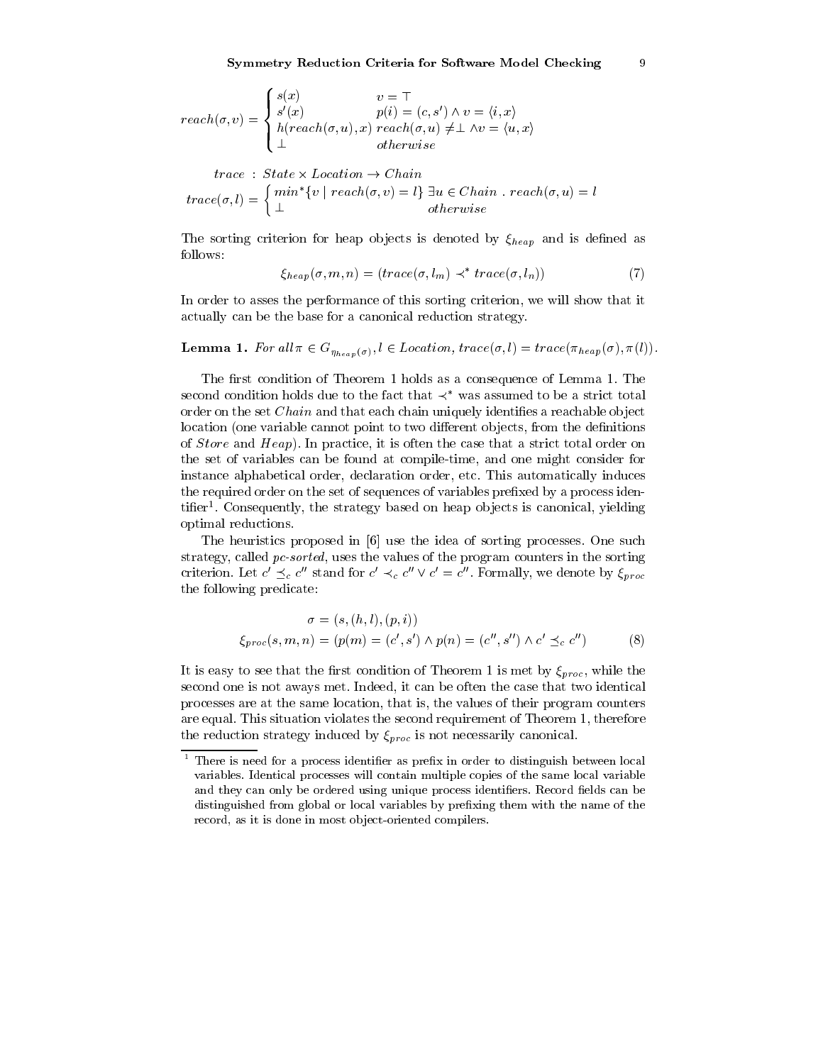$$reach(\sigma, v) = \begin{cases} s(x) & v = \top \\ s'(x) & p(i) = (c, s') \wedge v = \langle i, x \rangle \\ h(reach(\sigma, u), x) & reach(\sigma, u) \neq \perp \wedge v = \langle u, x \rangle \\ \perp & otherwise \end{cases}$$

$$trace \; : \; State \times Location \rightarrow Chain$$

$$trace(\sigma, l) = \begin{cases} min^{*}\{v \mid reach(\sigma, v) = l\} & \exists u \in Chain \; . \; reach(\sigma, u) = l \\ \perp & otherwise \end{cases}$$

The sorting criterion for heap objects is denoted by $\xi_{heap}$ and is defined as follows:

$$\xi_{heap}(\sigma, m, n) = (trace(\sigma, l_m) \prec^{*} trace(\sigma, l_n)) \tag{7}$$

In order to asses the performance of this sorting criterion, we will show that it actually can be the base for a canonical reduction strategy.

**Lemma 1.** *For all* $\pi \in G_{\eta_{heap}(\sigma)}, l \in Location, trace(\sigma, l) = trace(\pi_{heap}(\sigma), \pi(l))$.

The first condition of Theorem 1 holds as a consequence of Lemma 1. The second condition holds due to the fact that $\prec^{*}$ was assumed to be a strict total order on the set *Chain* and that each chain uniquely identifies a reachable object location (one variable cannot point to two different objects, from the definitions of *Store* and *Heap*). In practice, it is often the case that a strict total order on the set of variables can be found at compile-time, and one might consider for instance alphabetical order, declaration order, etc. This automatically induces the required order on the set of sequences of variables prefixed by a process identifier[1]. Consequently, the strategy based on heap objects is canonical, yielding optimal reductions.

The heuristics proposed in [6] use the idea of sorting processes. One such strategy, called *pc-sorted*, uses the values of the program counters in the sorting criterion. Let $c' \preceq_c c''$ stand for $c' \prec_c c'' \vee c' = c''$. Formally, we denote by $\xi_{proc}$ the following predicate:

$$\sigma = (s, (h, l), (p, i))$$

$$\xi_{proc}(s, m, n) = (p(m) = (c', s') \wedge p(n) = (c'', s'') \wedge c' \preceq_c c'') \tag{8}$$

It is easy to see that the first condition of Theorem 1 is met by $\xi_{proc}$, while the second one is not aways met. Indeed, it can be often the case that two identical processes are at the same location, that is, the values of their program counters are equal. This situation violates the second requirement of Theorem 1, therefore the reduction strategy induced by $\xi_{proc}$ is not necessarily canonical.

[1] There is need for a process identifier as prefix in order to distinguish between local variables. Identical processes will contain multiple copies of the same local variable and they can only be ordered using unique process identifiers. Record fields can be distinguished from global or local variables by prefixing them with the name of the record, as it is done in most object-oriented compilers.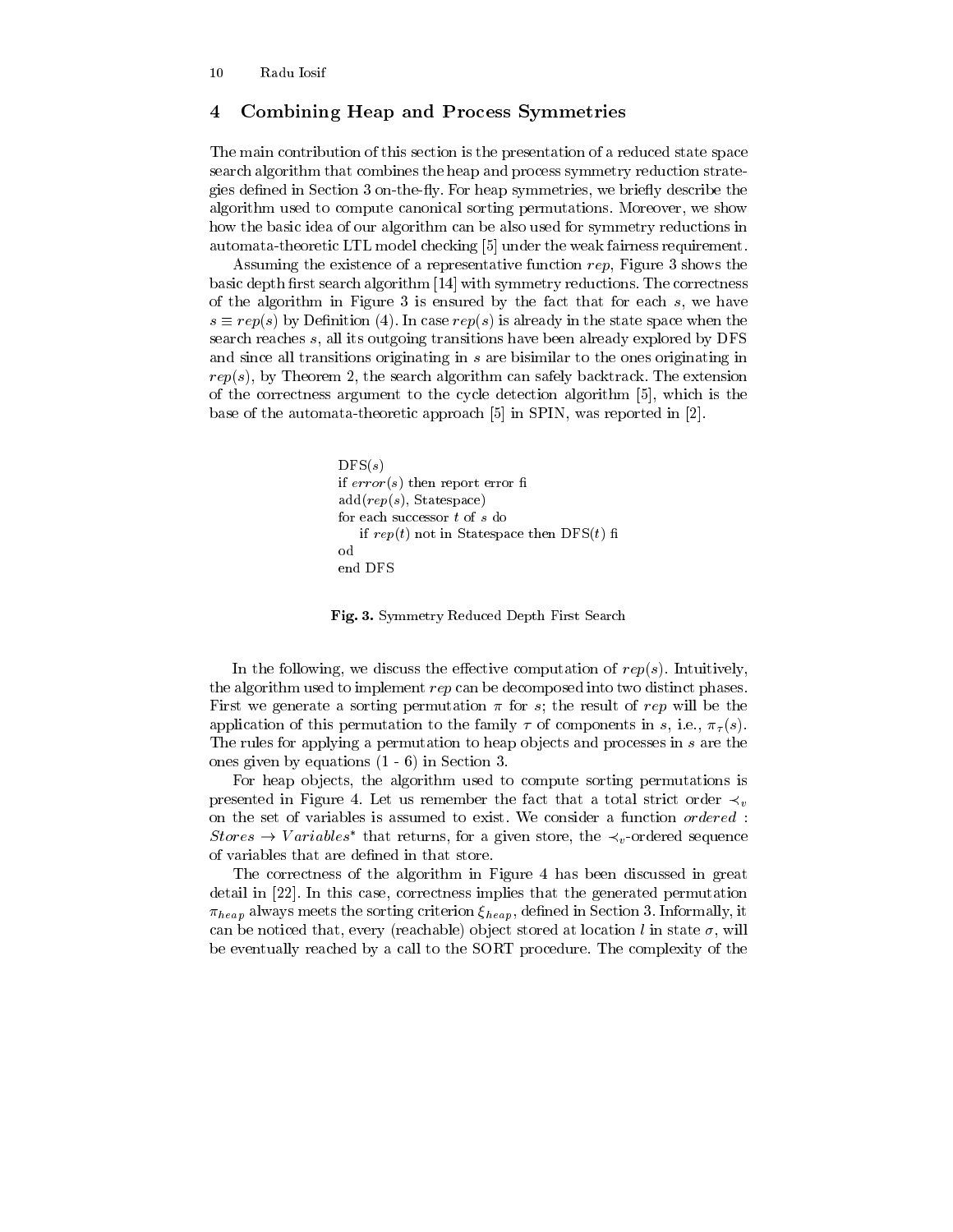## 4 Combining Heap and Process Symmetries

The main contribution of this section is the presentation of a reduced state space search algorithm that combines the heap and process symmetry reduction strategies defined in Section 3 on-the-fly. For heap symmetries, we briefly describe the algorithm used to compute canonical sorting permutations. Moreover, we show how the basic idea of our algorithm can be also used for symmetry reductions in automata-theoretic LTL model checking [5] under the weak fairness requirement.

Assuming the existence of a representative function *rep*, Figure 3 shows the basic depth first search algorithm [14] with symmetry reductions. The correctness of the algorithm in Figure 3 is ensured by the fact that for each $s$, we have $s \equiv rep(s)$ by Definition (4). In case $rep(s)$ is already in the state space when the search reaches $s$, all its outgoing transitions have been already explored by DFS and since all transitions originating in $s$ are bisimilar to the ones originating in $rep(s)$, by Theorem 2, the search algorithm can safely backtrack. The extension of the correctness argument to the cycle detection algorithm [5], which is the base of the automata-theoretic approach [5] in SPIN, was reported in [2].

```
DFS(s)
if error(s) then report error fi
add(rep(s), Statespace)
for each successor t of s do
    if rep(t) not in Statespace then DFS(t) fi
od
end DFS
```

**Fig. 3.** Symmetry Reduced Depth First Search

In the following, we discuss the effective computation of $rep(s)$. Intuitively, the algorithm used to implement *rep* can be decomposed into two distinct phases. First we generate a sorting permutation $\pi$ for $s$; the result of *rep* will be the application of this permutation to the family $\tau$ of components in $s$, i.e., $\pi_\tau(s)$. The rules for applying a permutation to heap objects and processes in $s$ are the ones given by equations (1 - 6) in Section 3.

For heap objects, the algorithm used to compute sorting permutations is presented in Figure 4. Let us remember the fact that a total strict order $\prec_v$ on the set of variables is assumed to exist. We consider a function $ordered : Stores \rightarrow Variables^*$ that returns, for a given store, the $\prec_v$-ordered sequence of variables that are defined in that store.

The correctness of the algorithm in Figure 4 has been discussed in great detail in [22]. In this case, correctness implies that the generated permutation $\pi_{heap}$ always meets the sorting criterion $\xi_{heap}$, defined in Section 3. Informally, it can be noticed that, every (reachable) object stored at location $l$ in state $\sigma$, will be eventually reached by a call to the SORT procedure. The complexity of the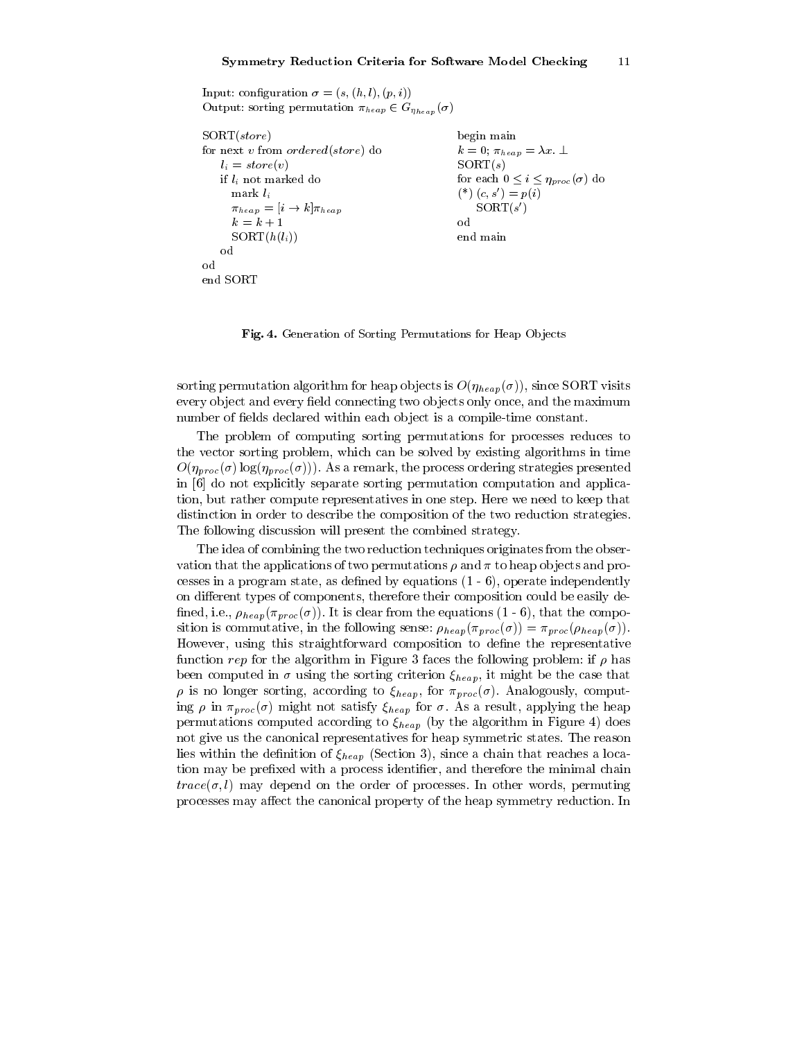Input: configuration $\sigma = (s, (h, l), (p, i))$
Output: sorting permutation $\pi_{heap} \in G_{\eta_{heap}}(\sigma)$

```
SORT(store)
for next v from ordered(store) do
    l_i = store(v)
    if l_i not marked do
        mark l_i
        π_heap = [i → k]π_heap
        k = k + 1
        SORT(h(l_i))
    od
od
end SORT

begin main
k = 0; π_heap = λx. ⊥
SORT(s)
for each 0 ≤ i ≤ η_proc(σ) do
(*) (c, s') = p(i)
    SORT(s')
od
end main
```

**Fig. 4.** Generation of Sorting Permutations for Heap Objects

sorting permutation algorithm for heap objects is $O(\eta_{heap}(\sigma))$, since SORT visits every object and every field connecting two objects only once, and the maximum number of fields declared within each object is a compile-time constant.

The problem of computing sorting permutations for processes reduces to the vector sorting problem, which can be solved by existing algorithms in time $O(\eta_{proc}(\sigma)\log(\eta_{proc}(\sigma)))$. As a remark, the process ordering strategies presented in [6] do not explicitly separate sorting permutation computation and application, but rather compute representatives in one step. Here we need to keep that distinction in order to describe the composition of the two reduction strategies. The following discussion will present the combined strategy.

The idea of combining the two reduction techniques originates from the observation that the applications of two permutations $\rho$ and $\pi$ to heap objects and processes in a program state, as defined by equations (1 - 6), operate independently on different types of components, therefore their composition could be easily defined, i.e., $\rho_{heap}(\pi_{proc}(\sigma))$. It is clear from the equations (1 - 6), that the composition is commutative, in the following sense: $\rho_{heap}(\pi_{proc}(\sigma)) = \pi_{proc}(\rho_{heap}(\sigma))$. However, using this straightforward composition to define the representative function *rep* for the algorithm in Figure 3 faces the following problem: if $\rho$ has been computed in $\sigma$ using the sorting criterion $\xi_{heap}$, it might be the case that $\rho$ is no longer sorting, according to $\xi_{heap}$, for $\pi_{proc}(\sigma)$. Analogously, computing $\rho$ in $\pi_{proc}(\sigma)$ might not satisfy $\xi_{heap}$ for $\sigma$. As a result, applying the heap permutations computed according to $\xi_{heap}$ (by the algorithm in Figure 4) does not give us the canonical representatives for heap symmetric states. The reason lies within the definition of $\xi_{heap}$ (Section 3), since a chain that reaches a location may be prefixed with a process identifier, and therefore the minimal chain $trace(\sigma, l)$ may depend on the order of processes. In other words, permuting processes may affect the canonical property of the heap symmetry reduction. In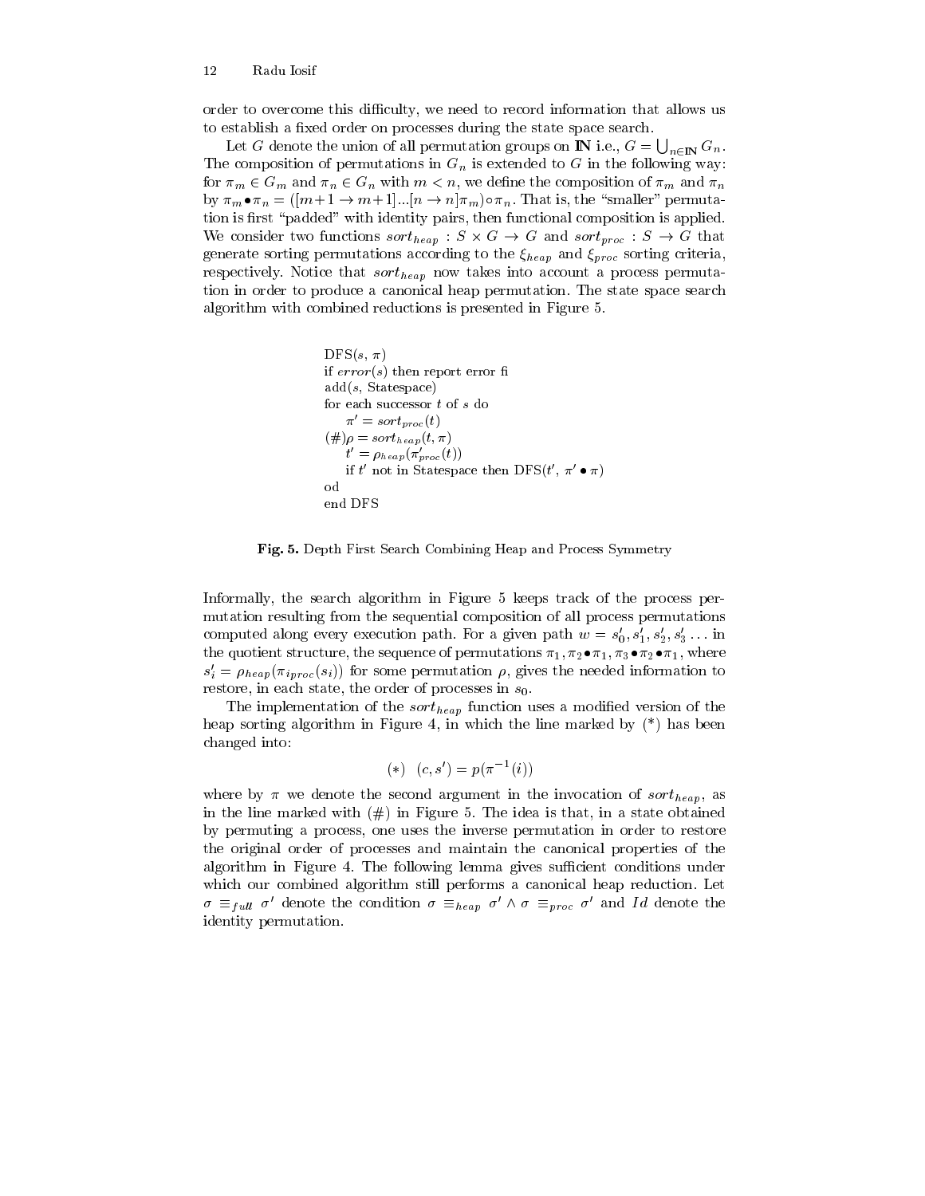order to overcome this difficulty, we need to record information that allows us to establish a fixed order on processes during the state space search.

Let $G$ denote the union of all permutation groups on $\mathbb{N}$ i.e., $G = \bigcup_{n \in \mathbb{N}} G_n$. The composition of permutations in $G_n$ is extended to $G$ in the following way: for $\pi_m \in G_m$ and $\pi_n \in G_n$ with $m < n$, we define the composition of $\pi_m$ and $\pi_n$ by $\pi_m \bullet \pi_n = ([m+1 \to m+1]...[n \to n]\pi_m) \circ \pi_n$. That is, the "smaller" permutation is first "padded" with identity pairs, then functional composition is applied. We consider two functions $sort_{heap} : S \times G \to G$ and $sort_{proc} : S \to G$ that generate sorting permutations according to the $\xi_{heap}$ and $\xi_{proc}$ sorting criteria, respectively. Notice that $sort_{heap}$ now takes into account a process permutation in order to produce a canonical heap permutation. The state space search algorithm with combined reductions is presented in Figure 5.

```
DFS(s, π)
if error(s) then report error fi
add(s, Statespace)
for each successor t of s do
     π' = sort_proc(t)
(#)ρ = sort_heap(t, π)
     t' = ρ_heap(π'_proc(t))
     if t' not in Statespace then DFS(t', π' • π)
od
end DFS
```

**Fig. 5.** Depth First Search Combining Heap and Process Symmetry

Informally, the search algorithm in Figure 5 keeps track of the process permutation resulting from the sequential composition of all process permutations computed along every execution path. For a given path $w = s'_0, s'_1, s'_2, s'_3 \ldots$ in the quotient structure, the sequence of permutations $\pi_1, \pi_2 \bullet \pi_1, \pi_3 \bullet \pi_2 \bullet \pi_1$, where $s'_i = \rho_{heap}(\pi_{i\,proc}(s_i))$ for some permutation $\rho$, gives the needed information to restore, in each state, the order of processes in $s_0$.

The implementation of the $sort_{heap}$ function uses a modified version of the heap sorting algorithm in Figure 4, in which the line marked by (*) has been changed into:

$$(*) \quad (c, s') = p(\pi^{-1}(i))$$

where by $\pi$ we denote the second argument in the invocation of $sort_{heap}$, as in the line marked with (#) in Figure 5. The idea is that, in a state obtained by permuting a process, one uses the inverse permutation in order to restore the original order of processes and maintain the canonical properties of the algorithm in Figure 4. The following lemma gives sufficient conditions under which our combined algorithm still performs a canonical heap reduction. Let $\sigma \equiv_{full} \sigma'$ denote the condition $\sigma \equiv_{heap} \sigma' \wedge \sigma \equiv_{proc} \sigma'$ and $Id$ denote the identity permutation.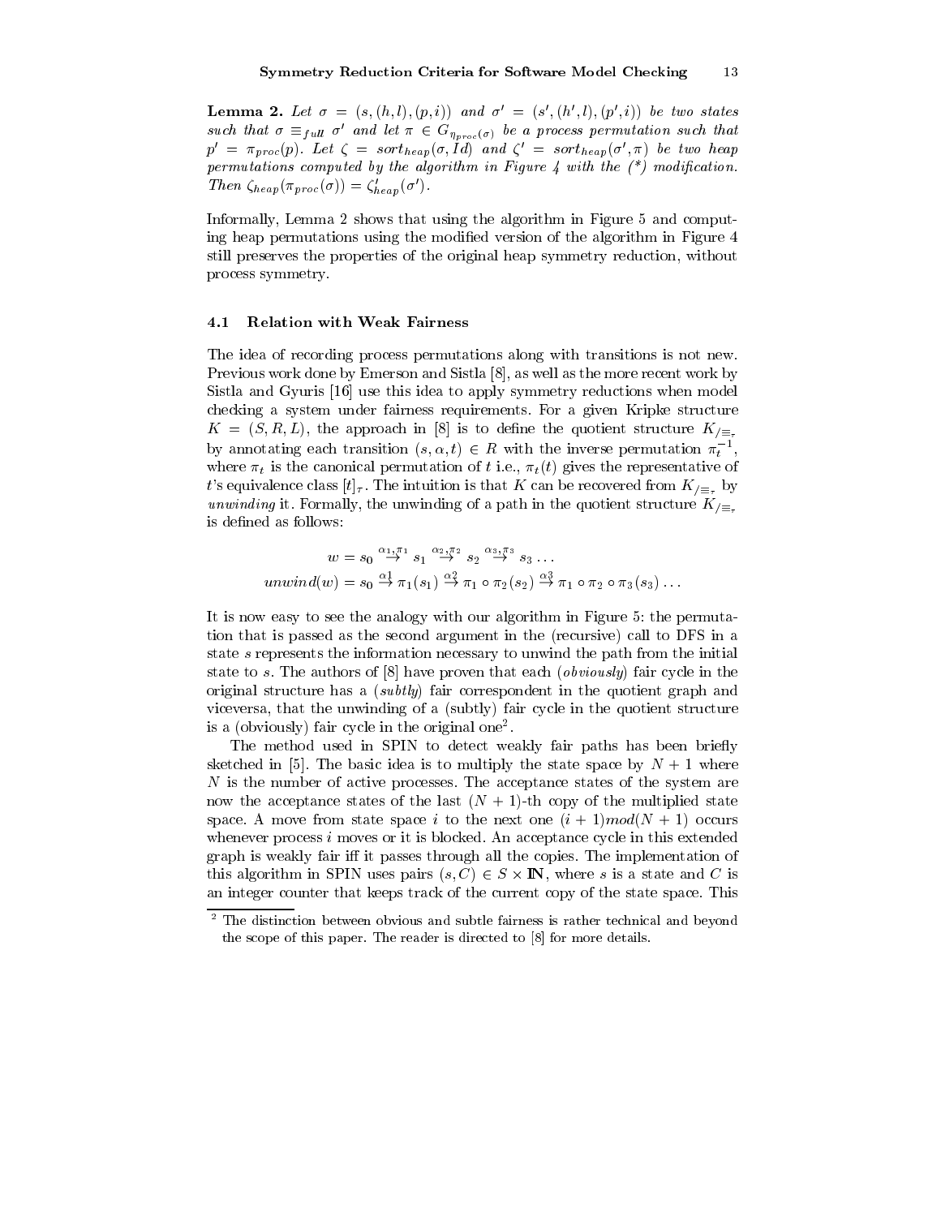**Lemma 2.** *Let $\sigma = (s, (h, l), (p, i))$ and $\sigma' = (s', (h', l), (p', i))$ be two states such that $\sigma \equiv_{full} \sigma'$ and let $\pi \in G_{\eta_{proc}(\sigma)}$ be a process permutation such that $p' = \pi_{proc}(p)$. Let $\zeta = sort_{heap}(\sigma, Id)$ and $\zeta' = sort_{heap}(\sigma', \pi)$ be two heap permutations computed by the algorithm in Figure 4 with the (\*) modification. Then $\zeta_{heap}(\pi_{proc}(\sigma)) = \zeta'_{heap}(\sigma')$.*

Informally, Lemma 2 shows that using the algorithm in Figure 5 and computing heap permutations using the modified version of the algorithm in Figure 4 still preserves the properties of the original heap symmetry reduction, without process symmetry.

### 4.1 Relation with Weak Fairness

The idea of recording process permutations along with transitions is not new. Previous work done by Emerson and Sistla [8], as well as the more recent work by Sistla and Gyuris [16] use this idea to apply symmetry reductions when model checking a system under fairness requirements. For a given Kripke structure $K = (S, R, L)$, the approach in [8] is to define the quotient structure $K_{/\equiv_\tau}$ by annotating each transition $(s, \alpha, t) \in R$ with the inverse permutation $\pi_t^{-1}$, where $\pi_t$ is the canonical permutation of $t$ i.e., $\pi_t(t)$ gives the representative of $t$'s equivalence class $[t]_\tau$. The intuition is that $K$ can be recovered from $K_{/\equiv_\tau}$ by *unwinding* it. Formally, the unwinding of a path in the quotient structure $K_{/\equiv_\tau}$ is defined as follows:

$$w = s_0 \overset{\alpha_1,\pi_1}{\rightarrow} s_1 \overset{\alpha_2,\pi_2}{\rightarrow} s_2 \overset{\alpha_3,\pi_3}{\rightarrow} s_3 \ldots$$
$$unwind(w) = s_0 \overset{\alpha_1}{\rightarrow} \pi_1(s_1) \overset{\alpha_2}{\rightarrow} \pi_1 \circ \pi_2(s_2) \overset{\alpha_3}{\rightarrow} \pi_1 \circ \pi_2 \circ \pi_3(s_3) \ldots$$

It is now easy to see the analogy with our algorithm in Figure 5: the permutation that is passed as the second argument in the (recursive) call to DFS in a state $s$ represents the information necessary to unwind the path from the initial state to $s$. The authors of [8] have proven that each (*obviously*) fair cycle in the original structure has a (*subtly*) fair correspondent in the quotient graph and viceversa, that the unwinding of a (subtly) fair cycle in the quotient structure is a (obviously) fair cycle in the original one[2].

The method used in SPIN to detect weakly fair paths has been briefly sketched in [5]. The basic idea is to multiply the state space by $N + 1$ where $N$ is the number of active processes. The acceptance states of the system are now the acceptance states of the last $(N + 1)$-th copy of the multiplied state space. A move from state space $i$ to the next one $(i + 1) mod (N + 1)$ occurs whenever process $i$ moves or it is blocked. An acceptance cycle in this extended graph is weakly fair iff it passes through all the copies. The implementation of this algorithm in SPIN uses pairs $(s, C) \in S \times \mathbb{N}$, where $s$ is a state and $C$ is an integer counter that keeps track of the current copy of the state space. This

[2] The distinction between obvious and subtle fairness is rather technical and beyond the scope of this paper. The reader is directed to [8] for more details.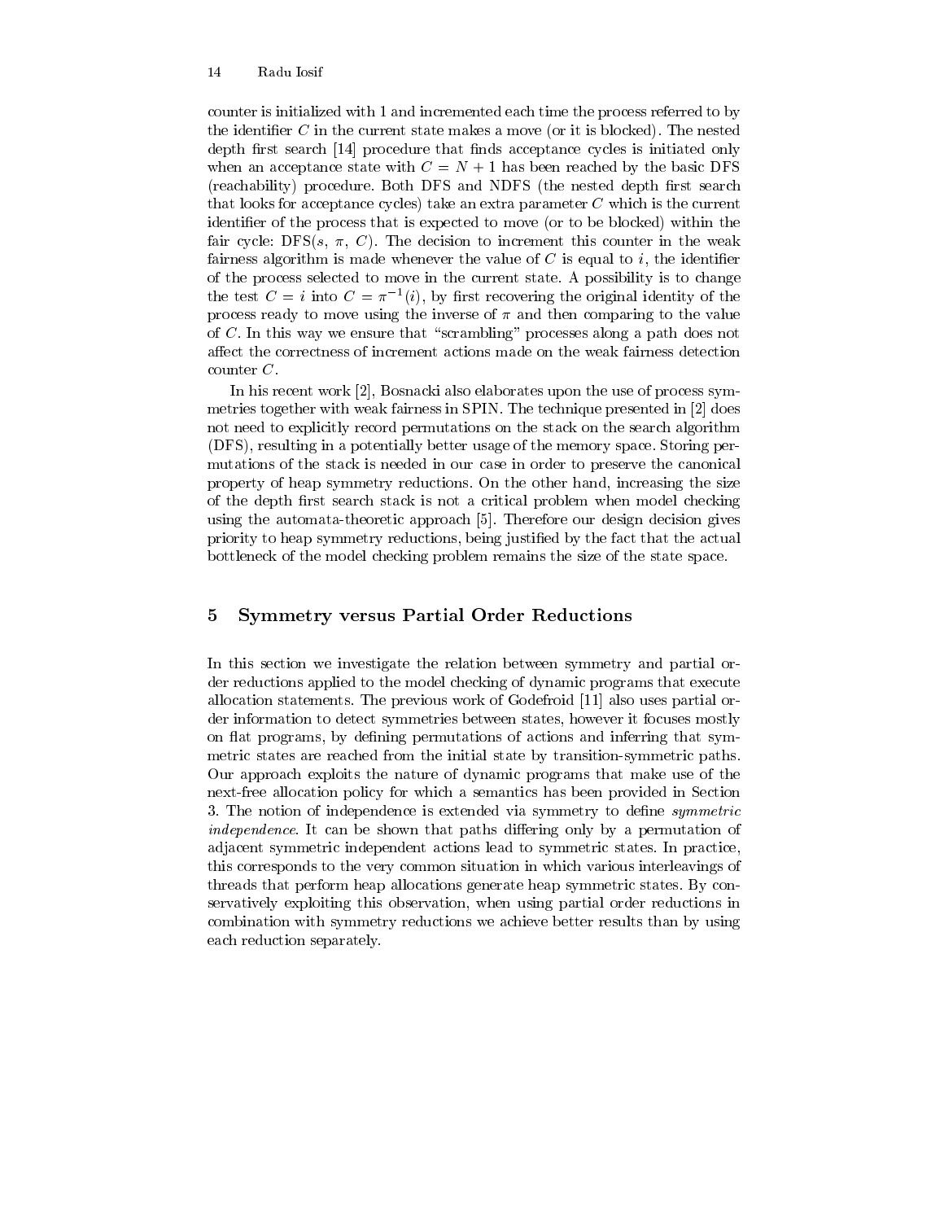counter is initialized with 1 and incremented each time the process referred to by the identifier $C$ in the current state makes a move (or it is blocked). The nested depth first search [14] procedure that finds acceptance cycles is initiated only when an acceptance state with $C = N + 1$ has been reached by the basic DFS (reachability) procedure. Both DFS and NDFS (the nested depth first search that looks for acceptance cycles) take an extra parameter $C$ which is the current identifier of the process that is expected to move (or to be blocked) within the fair cycle: DFS($s$, $\pi$, $C$). The decision to increment this counter in the weak fairness algorithm is made whenever the value of $C$ is equal to $i$, the identifier of the process selected to move in the current state. A possibility is to change the test $C = i$ into $C = \pi^{-1}(i)$, by first recovering the original identity of the process ready to move using the inverse of $\pi$ and then comparing to the value of $C$. In this way we ensure that "scrambling" processes along a path does not affect the correctness of increment actions made on the weak fairness detection counter $C$.

In his recent work [2], Bosnacki also elaborates upon the use of process symmetries together with weak fairness in SPIN. The technique presented in [2] does not need to explicitly record permutations on the stack on the search algorithm (DFS), resulting in a potentially better usage of the memory space. Storing permutations of the stack is needed in our case in order to preserve the canonical property of heap symmetry reductions. On the other hand, increasing the size of the depth first search stack is not a critical problem when model checking using the automata-theoretic approach [5]. Therefore our design decision gives priority to heap symmetry reductions, being justified by the fact that the actual bottleneck of the model checking problem remains the size of the state space.

## 5 Symmetry versus Partial Order Reductions

In this section we investigate the relation between symmetry and partial order reductions applied to the model checking of dynamic programs that execute allocation statements. The previous work of Godefroid [11] also uses partial order information to detect symmetries between states, however it focuses mostly on flat programs, by defining permutations of actions and inferring that symmetric states are reached from the initial state by transition-symmetric paths. Our approach exploits the nature of dynamic programs that make use of the next-free allocation policy for which a semantics has been provided in Section 3. The notion of independence is extended via symmetry to define *symmetric independence*. It can be shown that paths differing only by a permutation of adjacent symmetric independent actions lead to symmetric states. In practice, this corresponds to the very common situation in which various interleavings of threads that perform heap allocations generate heap symmetric states. By conservatively exploiting this observation, when using partial order reductions in combination with symmetry reductions we achieve better results than by using each reduction separately.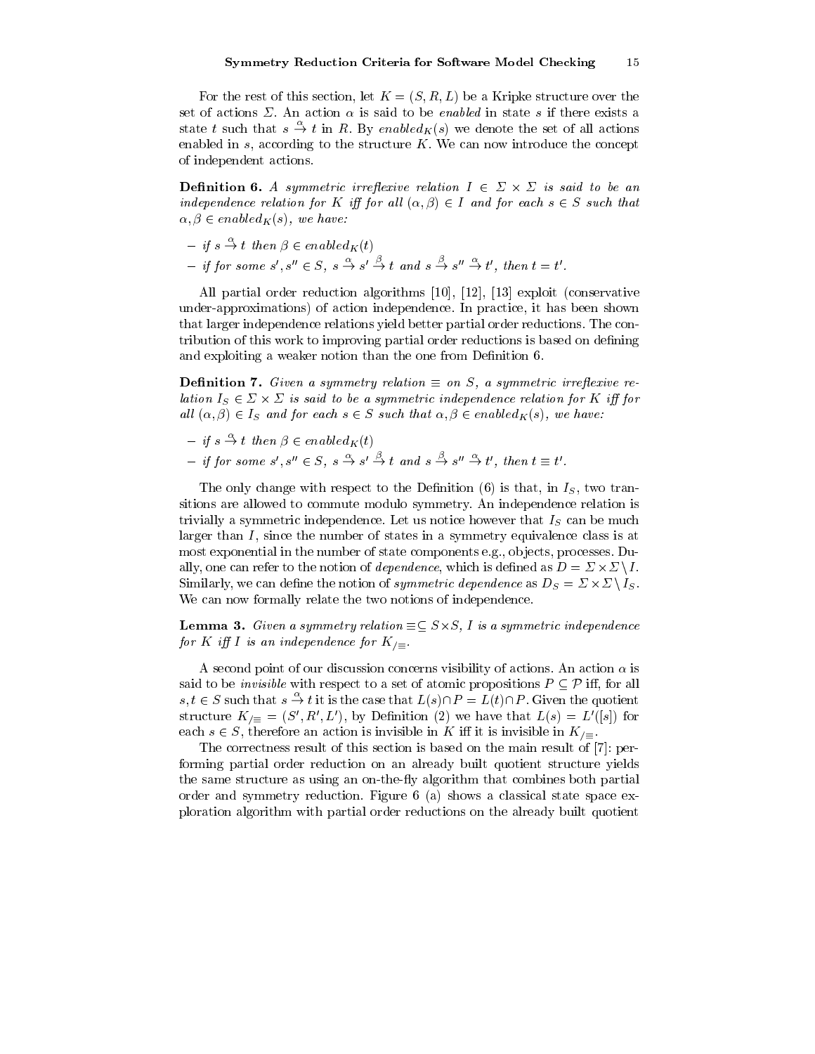For the rest of this section, let $K = (S, R, L)$ be a Kripke structure over the set of actions $\Sigma$. An action $\alpha$ is said to be *enabled* in state $s$ if there exists a state $t$ such that $s \stackrel{\alpha}{\to} t$ in $R$. By $enabled_K(s)$ we denote the set of all actions enabled in $s$, according to the structure $K$. We can now introduce the concept of independent actions.

**Definition 6.** *A symmetric irreflexive relation $I \in \Sigma \times \Sigma$ is said to be an independence relation for $K$ iff for all $(\alpha, \beta) \in I$ and for each $s \in S$ such that $\alpha, \beta \in enabled_K(s)$, we have:*

- *if $s \stackrel{\alpha}{\to} t$ then $\beta \in enabled_K(t)$*
- *if for some $s', s'' \in S$, $s \stackrel{\alpha}{\to} s' \stackrel{\beta}{\to} t$ and $s \stackrel{\beta}{\to} s'' \stackrel{\alpha}{\to} t'$, then $t = t'$.*

All partial order reduction algorithms [10], [12], [13] exploit (conservative under-approximations) of action independence. In practice, it has been shown that larger independence relations yield better partial order reductions. The contribution of this work to improving partial order reductions is based on defining and exploiting a weaker notion than the one from Definition 6.

**Definition 7.** *Given a symmetry relation $\equiv$ on $S$, a symmetric irreflexive relation $I_S \in \Sigma \times \Sigma$ is said to be a symmetric independence relation for $K$ iff for all $(\alpha, \beta) \in I_S$ and for each $s \in S$ such that $\alpha, \beta \in enabled_K(s)$, we have:*

- *if $s \stackrel{\alpha}{\to} t$ then $\beta \in enabled_K(t)$*
- *if for some $s', s'' \in S$, $s \stackrel{\alpha}{\to} s' \stackrel{\beta}{\to} t$ and $s \stackrel{\beta}{\to} s'' \stackrel{\alpha}{\to} t'$, then $t \equiv t'$.*

The only change with respect to the Definition (6) is that, in $I_S$, two transitions are allowed to commute modulo symmetry. An independence relation is trivially a symmetric independence. Let us notice however that $I_S$ can be much larger than $I$, since the number of states in a symmetry equivalence class is at most exponential in the number of state components e.g., objects, processes. Dually, one can refer to the notion of *dependence*, which is defined as $D = \Sigma \times \Sigma \setminus I$. Similarly, we can define the notion of *symmetric dependence* as $D_S = \Sigma \times \Sigma \setminus I_S$. We can now formally relate the two notions of independence.

**Lemma 3.** *Given a symmetry relation $\equiv \subseteq S \times S$, $I$ is a symmetric independence for $K$ iff $I$ is an independence for $K_{/\equiv}$.*

A second point of our discussion concerns visibility of actions. An action $\alpha$ is said to be *invisible* with respect to a set of atomic propositions $P \subseteq \mathcal{P}$ iff, for all $s, t \in S$ such that $s \stackrel{\alpha}{\to} t$ it is the case that $L(s) \cap P = L(t) \cap P$. Given the quotient structure $K_{/\equiv} = (S', R', L')$, by Definition (2) we have that $L(s) = L'([s])$ for each $s \in S$, therefore an action is invisible in $K$ iff it is invisible in $K_{/\equiv}$.

The correctness result of this section is based on the main result of [7]: performing partial order reduction on an already built quotient structure yields the same structure as using an on-the-fly algorithm that combines both partial order and symmetry reduction. Figure 6 (a) shows a classical state space exploration algorithm with partial order reductions on the already built quotient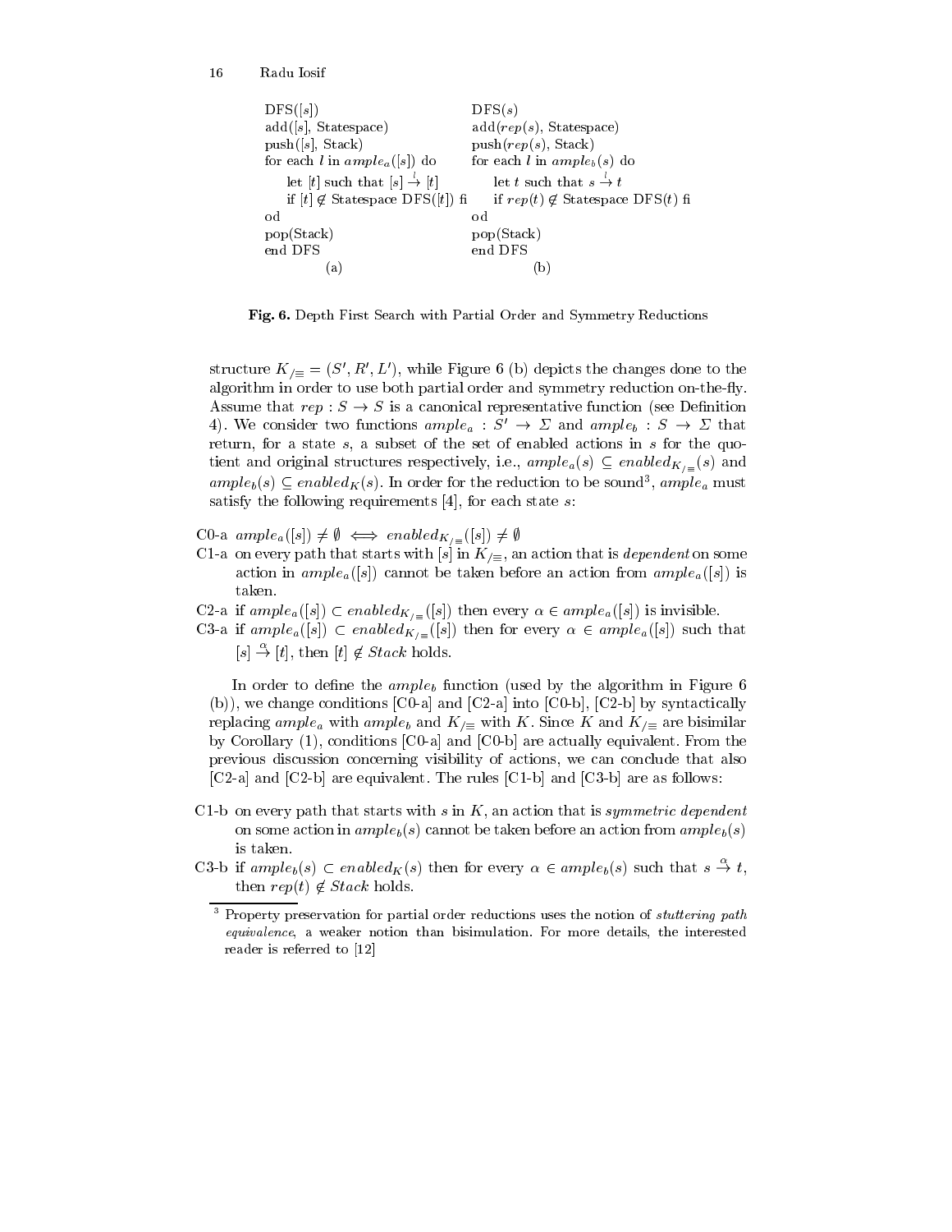```
DFS([s])                                DFS(s)
add([s], Statespace)                    add(rep(s), Statespace)
push([s], Stack)                        push(rep(s), Stack)
for each l in ample_a([s]) do           for each l in ample_b(s) do
    let [t] such that [s] -l-> [t]          let t such that s -l-> t
    if [t] ∉ Statespace DFS([t]) fi        if rep(t) ∉ Statespace DFS(t) fi
od                                      od
pop(Stack)                              pop(Stack)
end DFS                                 end DFS
            (a)                                     (b)
```

**Fig. 6.** Depth First Search with Partial Order and Symmetry Reductions

structure $K_{/\equiv} = (S', R', L')$, while Figure 6 (b) depicts the changes done to the algorithm in order to use both partial order and symmetry reduction on-the-fly. Assume that $rep : S \rightarrow S$ is a canonical representative function (see Definition 4). We consider two functions $ample_a : S' \rightarrow \Sigma$ and $ample_b : S \rightarrow \Sigma$ that return, for a state $s$, a subset of the set of enabled actions in $s$ for the quotient and original structures respectively, i.e., $ample_a(s) \subseteq enabled_{K_{/\equiv}}(s)$ and $ample_b(s) \subseteq enabled_K(s)$. In order for the reduction to be sound[3], $ample_a$ must satisfy the following requirements [4], for each state $s$:

- C0-a $ample_a([s]) \neq \emptyset \iff enabled_{K_{/\equiv}}([s]) \neq \emptyset$
- C1-a on every path that starts with $[s]$ in $K_{/\equiv}$, an action that is *dependent* on some action in $ample_a([s])$ cannot be taken before an action from $ample_a([s])$ is taken.
- C2-a if $ample_a([s]) \subset enabled_{K_{/\equiv}}([s])$ then every $\alpha \in ample_a([s])$ is invisible.
- C3-a if $ample_a([s]) \subset enabled_{K_{/\equiv}}([s])$ then for every $\alpha \in ample_a([s])$ such that $[s] \stackrel{\alpha}{\rightarrow} [t]$, then $[t] \notin Stack$ holds.

In order to define the $ample_b$ function (used by the algorithm in Figure 6 (b)), we change conditions [C0-a] and [C2-a] into [C0-b], [C2-b] by syntactically replacing $ample_a$ with $ample_b$ and $K_{/\equiv}$ with $K$. Since $K$ and $K_{/\equiv}$ are bisimilar by Corollary (1), conditions [C0-a] and [C0-b] are actually equivalent. From the previous discussion concerning visibility of actions, we can conclude that also [C2-a] and [C2-b] are equivalent. The rules [C1-b] and [C3-b] are as follows:

- C1-b on every path that starts with $s$ in $K$, an action that is *symmetric dependent* on some action in $ample_b(s)$ cannot be taken before an action from $ample_b(s)$ is taken.
- C3-b if $ample_b(s) \subset enabled_K(s)$ then for every $\alpha \in ample_b(s)$ such that $s \stackrel{\alpha}{\rightarrow} t$, then $rep(t) \notin Stack$ holds.

[3] Property preservation for partial order reductions uses the notion of *stuttering path equivalence*, a weaker notion than bisimulation. For more details, the interested reader is referred to [12]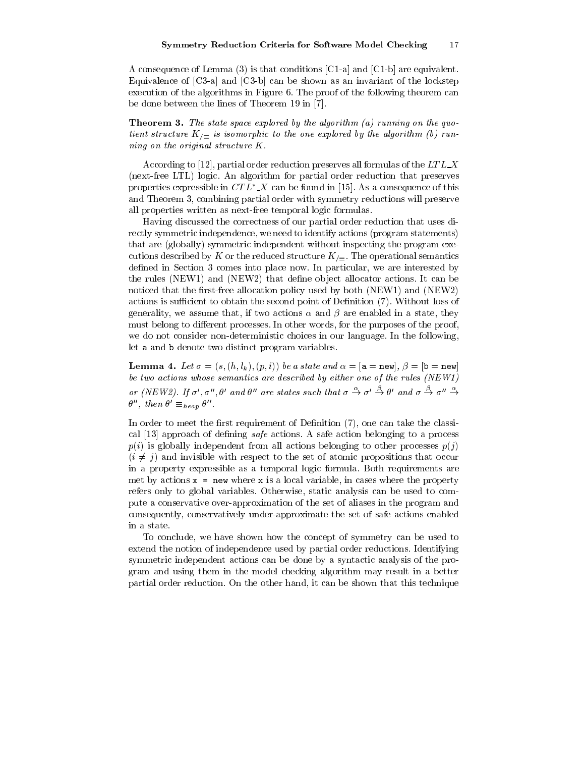A consequence of Lemma (3) is that conditions [C1-a] and [C1-b] are equivalent. Equivalence of [C3-a] and [C3-b] can be shown as an invariant of the lockstep execution of the algorithms in Figure 6. The proof of the following theorem can be done between the lines of Theorem 19 in [7].

**Theorem 3.** *The state space explored by the algorithm (a) running on the quotient structure $K_{/\equiv}$ is isomorphic to the one explored by the algorithm (b) running on the original structure $K$.*

According to [12], partial order reduction preserves all formulas of the $LTL\_X$ (next-free LTL) logic. An algorithm for partial order reduction that preserves properties expressible in $CTL^*\_X$ can be found in [15]. As a consequence of this and Theorem 3, combining partial order with symmetry reductions will preserve all properties written as next-free temporal logic formulas.

Having discussed the correctness of our partial order reduction that uses directly symmetric independence, we need to identify actions (program statements) that are (globally) symmetric independent without inspecting the program executions described by $K$ or the reduced structure $K_{/\equiv}$. The operational semantics defined in Section 3 comes into place now. In particular, we are interested by the rules (NEW1) and (NEW2) that define object allocator actions. It can be noticed that the first-free allocation policy used by both (NEW1) and (NEW2) actions is sufficient to obtain the second point of Definition (7). Without loss of generality, we assume that, if two actions $\alpha$ and $\beta$ are enabled in a state, they must belong to different processes. In other words, for the purposes of the proof, we do not consider non-deterministic choices in our language. In the following, let `a` and `b` denote two distinct program variables.

**Lemma 4.** *Let $\sigma = (s, (h, l_k), (p, i))$ be a state and $\alpha = [\texttt{a} = \texttt{new}]$, $\beta = [\texttt{b} = \texttt{new}]$ be two actions whose semantics are described by either one of the rules (NEW1) or (NEW2). If $\sigma', \sigma'', \theta'$ and $\theta''$ are states such that $\sigma \stackrel{\alpha}{\rightarrow} \sigma' \stackrel{\beta}{\rightarrow} \theta'$ and $\sigma \stackrel{\beta}{\rightarrow} \sigma'' \stackrel{\alpha}{\rightarrow} \theta''$, then $\theta' \equiv_{heap} \theta''$.*

In order to meet the first requirement of Definition (7), one can take the classical [13] approach of defining *safe* actions. A safe action belonging to a process $p(i)$ is globally independent from all actions belonging to other processes $p(j)$ $(i \neq j)$ and invisible with respect to the set of atomic propositions that occur in a property expressible as a temporal logic formula. Both requirements are met by actions `x = new` where `x` is a local variable, in cases where the property refers only to global variables. Otherwise, static analysis can be used to compute a conservative over-approximation of the set of aliases in the program and consequently, conservatively under-approximate the set of safe actions enabled in a state.

To conclude, we have shown how the concept of symmetry can be used to extend the notion of independence used by partial order reductions. Identifying symmetric independent actions can be done by a syntactic analysis of the program and using them in the model checking algorithm may result in a better partial order reduction. On the other hand, it can be shown that this technique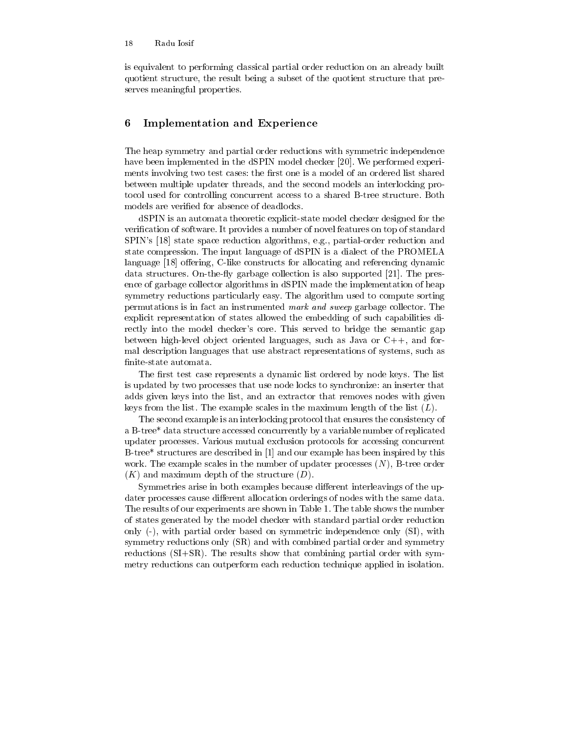is equivalent to performing classical partial order reduction on an already built quotient structure, the result being a subset of the quotient structure that preserves meaningful properties.

## 6 Implementation and Experience

The heap symmetry and partial order reductions with symmetric independence have been implemented in the dSPIN model checker [20]. We performed experiments involving two test cases: the first one is a model of an ordered list shared between multiple updater threads, and the second models an interlocking protocol used for controlling concurrent access to a shared B-tree structure. Both models are verified for absence of deadlocks.

dSPIN is an automata theoretic explicit-state model checker designed for the verification of software. It provides a number of novel features on top of standard SPIN's [18] state space reduction algorithms, e.g., partial-order reduction and state compression. The input language of dSPIN is a dialect of the PROMELA language [18] offering, C-like constructs for allocating and referencing dynamic data structures. On-the-fly garbage collection is also supported [21]. The presence of garbage collector algorithms in dSPIN made the implementation of heap symmetry reductions particularly easy. The algorithm used to compute sorting permutations is in fact an instrumented *mark and sweep* garbage collector. The explicit representation of states allowed the embedding of such capabilities directly into the model checker's core. This served to bridge the semantic gap between high-level object oriented languages, such as Java or C++, and formal description languages that use abstract representations of systems, such as finite-state automata.

The first test case represents a dynamic list ordered by node keys. The list is updated by two processes that use node locks to synchronize: an inserter that adds given keys into the list, and an extractor that removes nodes with given keys from the list. The example scales in the maximum length of the list ($L$).

The second example is an interlocking protocol that ensures the consistency of a B-tree* data structure accessed concurrently by a variable number of replicated updater processes. Various mutual exclusion protocols for accessing concurrent B-tree* structures are described in [1] and our example has been inspired by this work. The example scales in the number of updater processes ($N$), B-tree order ($K$) and maximum depth of the structure ($D$).

Symmetries arise in both examples because different interleavings of the updater processes cause different allocation orderings of nodes with the same data. The results of our experiments are shown in Table 1. The table shows the number of states generated by the model checker with standard partial order reduction only (-), with partial order based on symmetric independence only (SI), with symmetry reductions only (SR) and with combined partial order and symmetry reductions (SI+SR). The results show that combining partial order with symmetry reductions can outperform each reduction technique applied in isolation.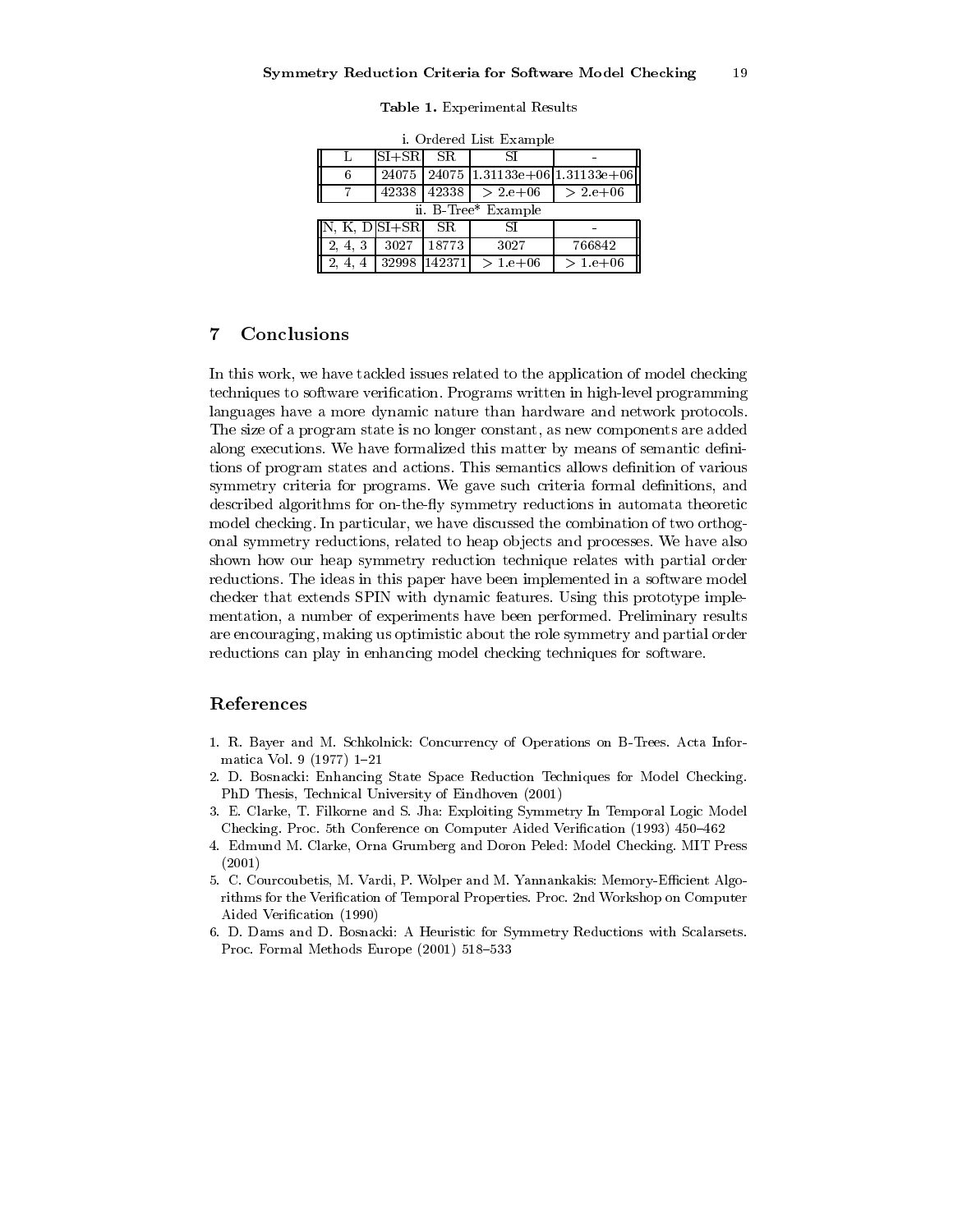**Table 1.** Experimental Results

i. Ordered List Example

| L | SI+SR | SR | SI | - |
|---|---|---|---|---|
| 6 | 24075 | 24075 | 1.31133e+06 | 1.31133e+06 |
| 7 | 42338 | 42338 | $> 2.e{+}06$ | $> 2.e{+}06$ |

ii. B-Tree* Example

| N, K, D | SI+SR | SR | SI | - |
|---|---|---|---|---|
| 2, 4, 3 | 3027 | 18773 | 3027 | 766842 |
| 2, 4, 4 | 32998 | 142371 | $> 1.e{+}06$ | $> 1.e{+}06$ |

## 7 Conclusions

In this work, we have tackled issues related to the application of model checking techniques to software verification. Programs written in high-level programming languages have a more dynamic nature than hardware and network protocols. The size of a program state is no longer constant, as new components are added along executions. We have formalized this matter by means of semantic definitions of program states and actions. This semantics allows definition of various symmetry criteria for programs. We gave such criteria formal definitions, and described algorithms for on-the-fly symmetry reductions in automata theoretic model checking. In particular, we have discussed the combination of two orthogonal symmetry reductions, related to heap objects and processes. We have also shown how our heap symmetry reduction technique relates with partial order reductions. The ideas in this paper have been implemented in a software model checker that extends SPIN with dynamic features. Using this prototype implementation, a number of experiments have been performed. Preliminary results are encouraging, making us optimistic about the role symmetry and partial order reductions can play in enhancing model checking techniques for software.

## References

1. R. Bayer and M. Schkolnick: Concurrency of Operations on B-Trees. Acta Informatica Vol. 9 (1977) 1–21
2. D. Bosnacki: Enhancing State Space Reduction Techniques for Model Checking. PhD Thesis, Technical University of Eindhoven (2001)
3. E. Clarke, T. Filkorne and S. Jha: Exploiting Symmetry In Temporal Logic Model Checking. Proc. 5th Conference on Computer Aided Verification (1993) 450–462
4. Edmund M. Clarke, Orna Grumberg and Doron Peled: Model Checking. MIT Press (2001)
5. C. Courcoubetis, M. Vardi, P. Wolper and M. Yannankakis: Memory-Efficient Algorithms for the Verification of Temporal Properties. Proc. 2nd Workshop on Computer Aided Verification (1990)
6. D. Dams and D. Bosnacki: A Heuristic for Symmetry Reductions with Scalarsets. Proc. Formal Methods Europe (2001) 518–533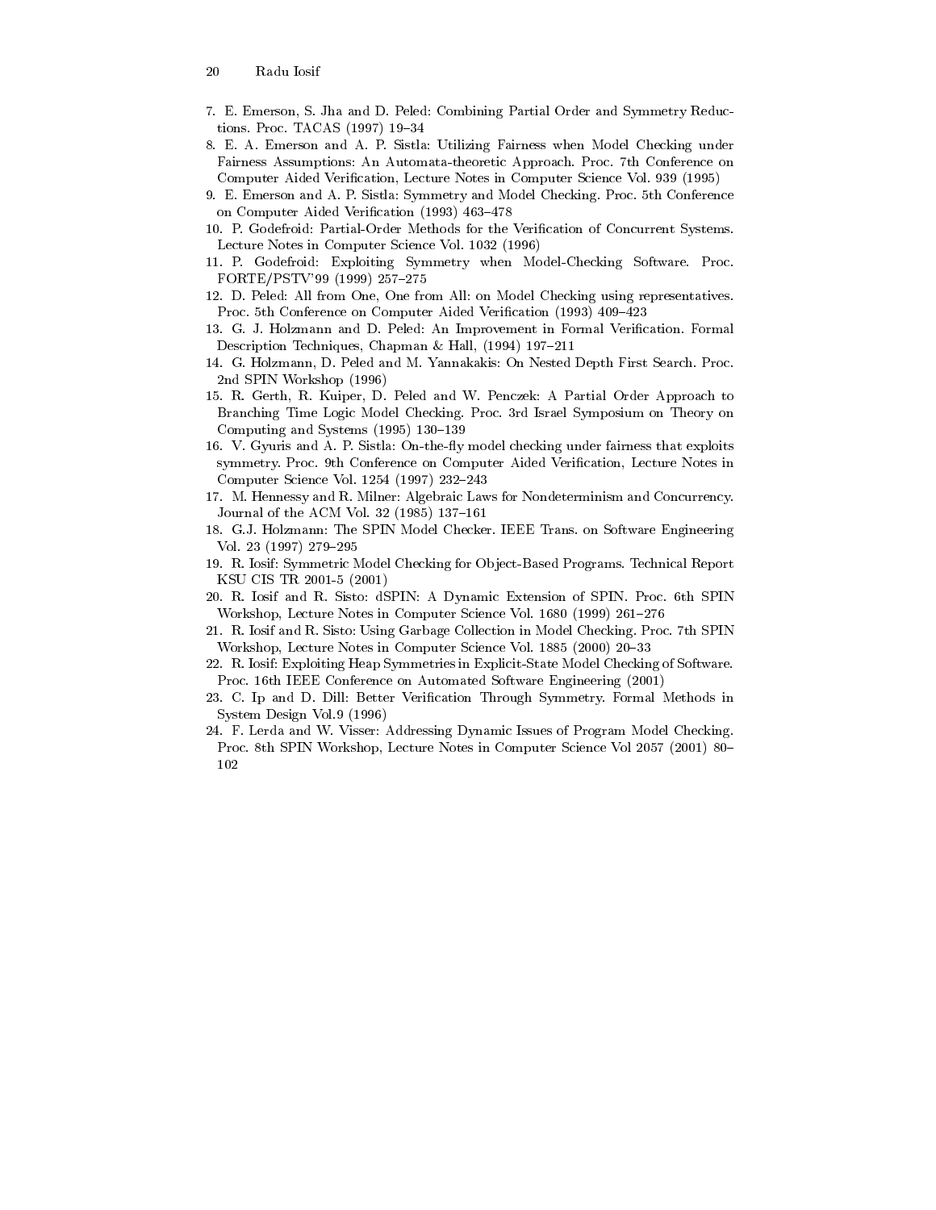7. E. Emerson, S. Jha and D. Peled: Combining Partial Order and Symmetry Reductions. Proc. TACAS (1997) 19–34
8. E. A. Emerson and A. P. Sistla: Utilizing Fairness when Model Checking under Fairness Assumptions: An Automata-theoretic Approach. Proc. 7th Conference on Computer Aided Verification, Lecture Notes in Computer Science Vol. 939 (1995)
9. E. Emerson and A. P. Sistla: Symmetry and Model Checking. Proc. 5th Conference on Computer Aided Verification (1993) 463–478
10. P. Godefroid: Partial-Order Methods for the Verification of Concurrent Systems. Lecture Notes in Computer Science Vol. 1032 (1996)
11. P. Godefroid: Exploiting Symmetry when Model-Checking Software. Proc. FORTE/PSTV'99 (1999) 257–275
12. D. Peled: All from One, One from All: on Model Checking using representatives. Proc. 5th Conference on Computer Aided Verification (1993) 409–423
13. G. J. Holzmann and D. Peled: An Improvement in Formal Verification. Formal Description Techniques, Chapman & Hall, (1994) 197–211
14. G. Holzmann, D. Peled and M. Yannakakis: On Nested Depth First Search. Proc. 2nd SPIN Workshop (1996)
15. R. Gerth, R. Kuiper, D. Peled and W. Penczek: A Partial Order Approach to Branching Time Logic Model Checking. Proc. 3rd Israel Symposium on Theory on Computing and Systems (1995) 130–139
16. V. Gyuris and A. P. Sistla: On-the-fly model checking under fairness that exploits symmetry. Proc. 9th Conference on Computer Aided Verification, Lecture Notes in Computer Science Vol. 1254 (1997) 232–243
17. M. Hennessy and R. Milner: Algebraic Laws for Nondeterminism and Concurrency. Journal of the ACM Vol. 32 (1985) 137–161
18. G.J. Holzmann: The SPIN Model Checker. IEEE Trans. on Software Engineering Vol. 23 (1997) 279–295
19. R. Iosif: Symmetric Model Checking for Object-Based Programs. Technical Report KSU CIS TR 2001-5 (2001)
20. R. Iosif and R. Sisto: dSPIN: A Dynamic Extension of SPIN. Proc. 6th SPIN Workshop, Lecture Notes in Computer Science Vol. 1680 (1999) 261–276
21. R. Iosif and R. Sisto: Using Garbage Collection in Model Checking. Proc. 7th SPIN Workshop, Lecture Notes in Computer Science Vol. 1885 (2000) 20–33
22. R. Iosif: Exploiting Heap Symmetries in Explicit-State Model Checking of Software. Proc. 16th IEEE Conference on Automated Software Engineering (2001)
23. C. Ip and D. Dill: Better Verification Through Symmetry. Formal Methods in System Design Vol.9 (1996)
24. F. Lerda and W. Visser: Addressing Dynamic Issues of Program Model Checking. Proc. 8th SPIN Workshop, Lecture Notes in Computer Science Vol 2057 (2001) 80–102